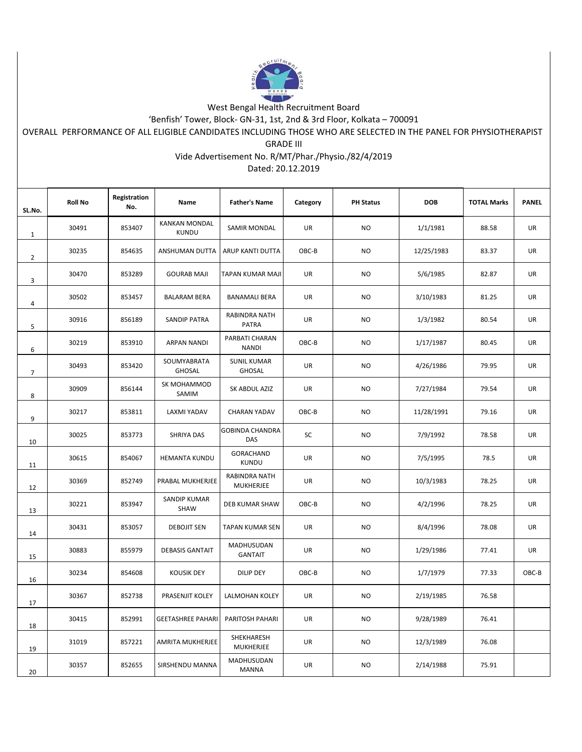West Bengal Health Recruitment Board

'Benfish' Tower, Block- GN-31, 1st, 2nd & 3rd Floor, Kolkata – 700091

OVERALL PERFORMANCE OF ALL ELIGIBLE CANDIDATES INCLUDING THOSE WHO ARE SELECTED IN THE PANEL FOR PHYSIOTHERAPIST GRADE III

Vide Advertisement No. R/MT/Phar./Physio./82/4/2019

Dated: 20.12.2019

| SL.No. | Roll No | Registration No. | Name | Father's Name | Category | PH Status | DOB | TOTAL Marks | PANEL |
|---|---|---|---|---|---|---|---|---|---|
| 1 | 30491 | 853407 | KANKAN MONDAL KUNDU | SAMIR MONDAL | UR | NO | 1/1/1981 | 88.58 | UR |
| 2 | 30235 | 854635 | ANSHUMAN DUTTA | ARUP KANTI DUTTA | OBC-B | NO | 12/25/1983 | 83.37 | UR |
| 3 | 30470 | 853289 | GOURAB MAJI | TAPAN KUMAR MAJI | UR | NO | 5/6/1985 | 82.87 | UR |
| 4 | 30502 | 853457 | BALARAM BERA | BANAMALI BERA | UR | NO | 3/10/1983 | 81.25 | UR |
| 5 | 30916 | 856189 | SANDIP PATRA | RABINDRA NATH PATRA | UR | NO | 1/3/1982 | 80.54 | UR |
| 6 | 30219 | 853910 | ARPAN NANDI | PARBATI CHARAN NANDI | OBC-B | NO | 1/17/1987 | 80.45 | UR |
| 7 | 30493 | 853420 | SOUMYABRATA GHOSAL | SUNIL KUMAR GHOSAL | UR | NO | 4/26/1986 | 79.95 | UR |
| 8 | 30909 | 856144 | SK MOHAMMOD SAMIM | SK ABDUL AZIZ | UR | NO | 7/27/1984 | 79.54 | UR |
| 9 | 30217 | 853811 | LAXMI YADAV | CHARAN YADAV | OBC-B | NO | 11/28/1991 | 79.16 | UR |
| 10 | 30025 | 853773 | SHRIYA DAS | GOBINDA CHANDRA DAS | SC | NO | 7/9/1992 | 78.58 | UR |
| 11 | 30615 | 854067 | HEMANTA KUNDU | GORACHAND KUNDU | UR | NO | 7/5/1995 | 78.5 | UR |
| 12 | 30369 | 852749 | PRABAL MUKHERJEE | RABINDRA NATH MUKHERJEE | UR | NO | 10/3/1983 | 78.25 | UR |
| 13 | 30221 | 853947 | SANDIP KUMAR SHAW | DEB KUMAR SHAW | OBC-B | NO | 4/2/1996 | 78.25 | UR |
| 14 | 30431 | 853057 | DEBOJIT SEN | TAPAN KUMAR SEN | UR | NO | 8/4/1996 | 78.08 | UR |
| 15 | 30883 | 855979 | DEBASIS GANTAIT | MADHUSUDAN GANTAIT | UR | NO | 1/29/1986 | 77.41 | UR |
| 16 | 30234 | 854608 | KOUSIK DEY | DILIP DEY | OBC-B | NO | 1/7/1979 | 77.33 | OBC-B |
| 17 | 30367 | 852738 | PRASENJIT KOLEY | LALMOHAN KOLEY | UR | NO | 2/19/1985 | 76.58 | |
| 18 | 30415 | 852991 | GEETASHREE PAHARI | PARITOSH PAHARI | UR | NO | 9/28/1989 | 76.41 | |
| 19 | 31019 | 857221 | AMRITA MUKHERJEE | SHEKHARESH MUKHERJEE | UR | NO | 12/3/1989 | 76.08 | |
| 20 | 30357 | 852655 | SIRSHENDU MANNA | MADHUSUDAN MANNA | UR | NO | 2/14/1988 | 75.91 | |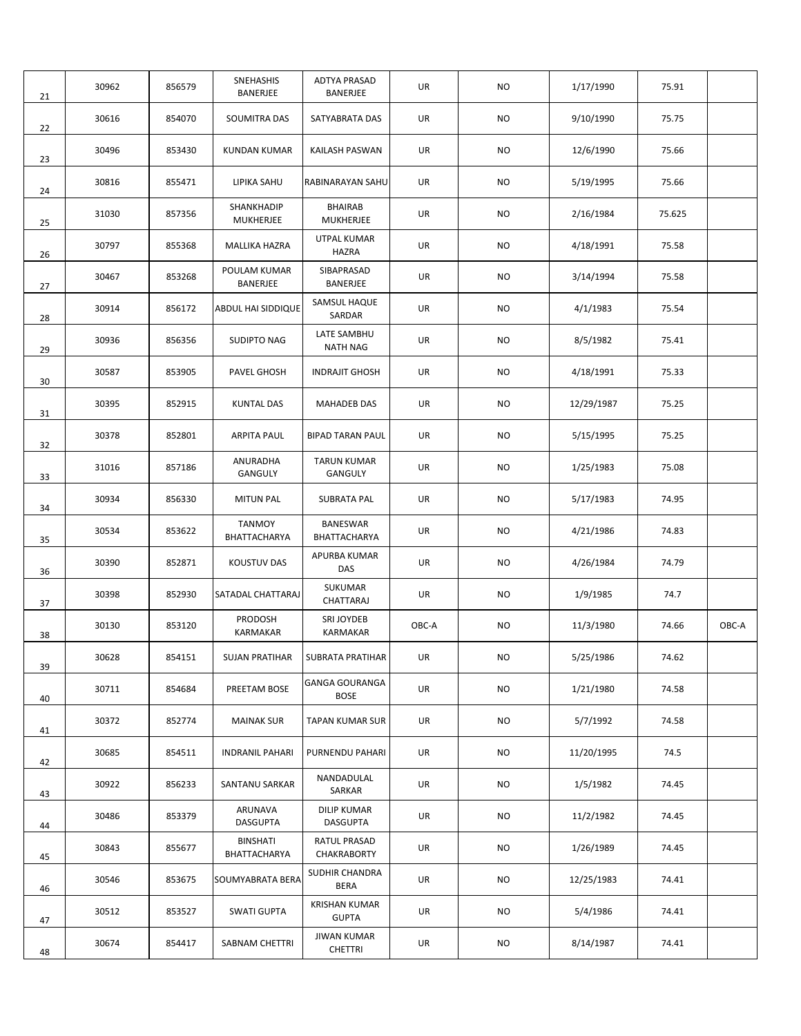| | | | | | | | | | |
|---|---|---|---|---|---|---|---|---|---|
| 21 | 30962 | 856579 | SNEHASHIS BANERJEE | ADTYA PRASAD BANERJEE | UR | NO | 1/17/1990 | 75.91 | |
| 22 | 30616 | 854070 | SOUMITRA DAS | SATYABRATA DAS | UR | NO | 9/10/1990 | 75.75 | |
| 23 | 30496 | 853430 | KUNDAN KUMAR | KAILASH PASWAN | UR | NO | 12/6/1990 | 75.66 | |
| 24 | 30816 | 855471 | LIPIKA SAHU | RABINARAYAN SAHU | UR | NO | 5/19/1995 | 75.66 | |
| 25 | 31030 | 857356 | SHANKHADIP MUKHERJEE | BHAIRAB MUKHERJEE | UR | NO | 2/16/1984 | 75.625 | |
| 26 | 30797 | 855368 | MALLIKA HAZRA | UTPAL KUMAR HAZRA | UR | NO | 4/18/1991 | 75.58 | |
| 27 | 30467 | 853268 | POULAM KUMAR BANERJEE | SIBAPRASAD BANERJEE | UR | NO | 3/14/1994 | 75.58 | |
| 28 | 30914 | 856172 | ABDUL HAI SIDDIQUE | SAMSUL HAQUE SARDAR | UR | NO | 4/1/1983 | 75.54 | |
| 29 | 30936 | 856356 | SUDIPTO NAG | LATE SAMBHU NATH NAG | UR | NO | 8/5/1982 | 75.41 | |
| 30 | 30587 | 853905 | PAVEL GHOSH | INDRAJIT GHOSH | UR | NO | 4/18/1991 | 75.33 | |
| 31 | 30395 | 852915 | KUNTAL DAS | MAHADEB DAS | UR | NO | 12/29/1987 | 75.25 | |
| 32 | 30378 | 852801 | ARPITA PAUL | BIPAD TARAN PAUL | UR | NO | 5/15/1995 | 75.25 | |
| 33 | 31016 | 857186 | ANURADHA GANGULY | TARUN KUMAR GANGULY | UR | NO | 1/25/1983 | 75.08 | |
| 34 | 30934 | 856330 | MITUN PAL | SUBRATA PAL | UR | NO | 5/17/1983 | 74.95 | |
| 35 | 30534 | 853622 | TANMOY BHATTACHARYA | BANESWAR BHATTACHARYA | UR | NO | 4/21/1986 | 74.83 | |
| 36 | 30390 | 852871 | KOUSTUV DAS | APURBA KUMAR DAS | UR | NO | 4/26/1984 | 74.79 | |
| 37 | 30398 | 852930 | SATADAL CHATTARAJ | SUKUMAR CHATTARAJ | UR | NO | 1/9/1985 | 74.7 | |
| 38 | 30130 | 853120 | PRODOSH KARMAKAR | SRI JOYDEB KARMAKAR | OBC-A | NO | 11/3/1980 | 74.66 | OBC-A |
| 39 | 30628 | 854151 | SUJAN PRATIHAR | SUBRATA PRATIHAR | UR | NO | 5/25/1986 | 74.62 | |
| 40 | 30711 | 854684 | PREETAM BOSE | GANGA GOURANGA BOSE | UR | NO | 1/21/1980 | 74.58 | |
| 41 | 30372 | 852774 | MAINAK SUR | TAPAN KUMAR SUR | UR | NO | 5/7/1992 | 74.58 | |
| 42 | 30685 | 854511 | INDRANIL PAHARI | PURNENDU PAHARI | UR | NO | 11/20/1995 | 74.5 | |
| 43 | 30922 | 856233 | SANTANU SARKAR | NANDADULAL SARKAR | UR | NO | 1/5/1982 | 74.45 | |
| 44 | 30486 | 853379 | ARUNAVA DASGUPTA | DILIP KUMAR DASGUPTA | UR | NO | 11/2/1982 | 74.45 | |
| 45 | 30843 | 855677 | BINSHATI BHATTACHARYA | RATUL PRASAD CHAKRABORTY | UR | NO | 1/26/1989 | 74.45 | |
| 46 | 30546 | 853675 | SOUMYABRATA BERA | SUDHIR CHANDRA BERA | UR | NO | 12/25/1983 | 74.41 | |
| 47 | 30512 | 853527 | SWATI GUPTA | KRISHAN KUMAR GUPTA | UR | NO | 5/4/1986 | 74.41 | |
| 48 | 30674 | 854417 | SABNAM CHETTRI | JIWAN KUMAR CHETTRI | UR | NO | 8/14/1987 | 74.41 | |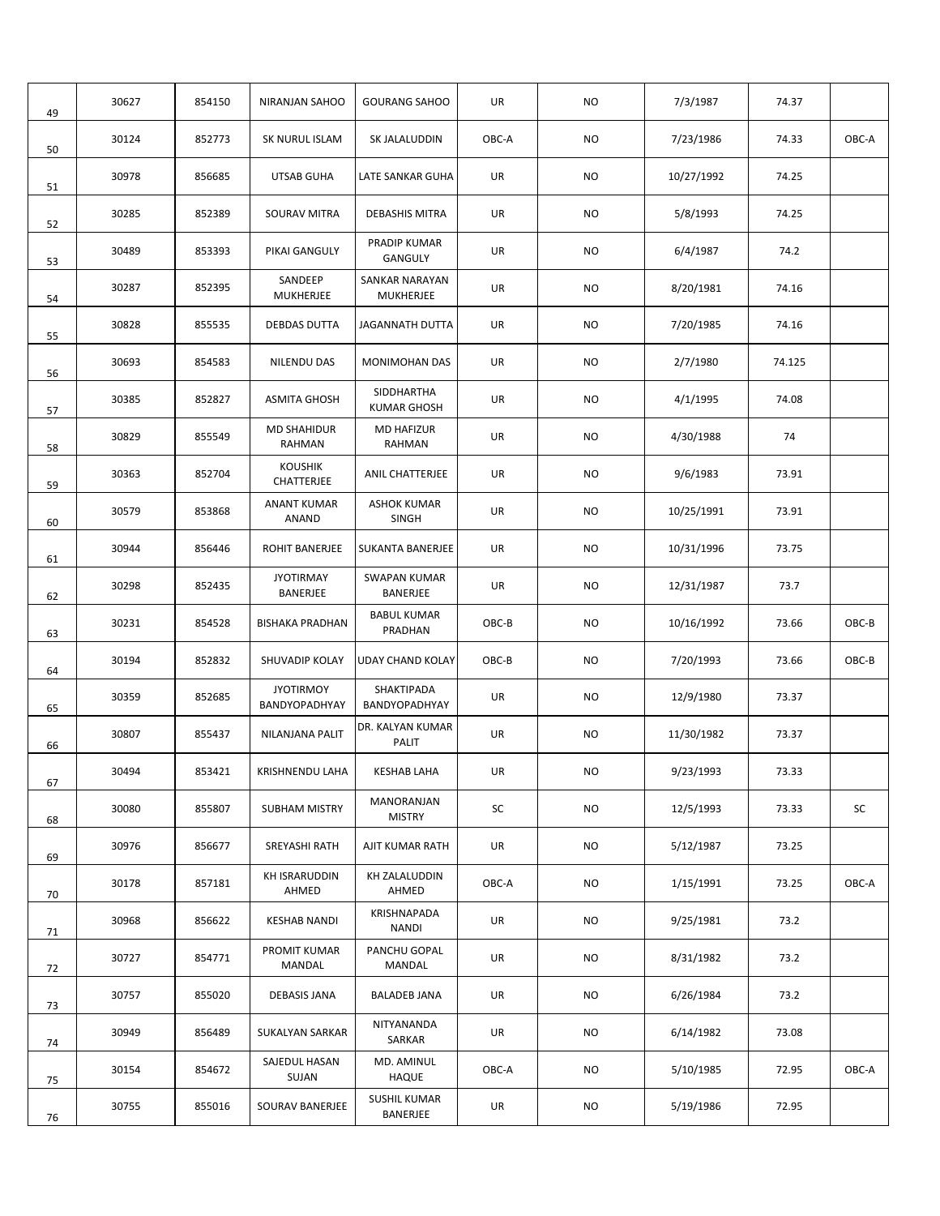| | | | | | | | | | |
|---|---|---|---|---|---|---|---|---|---|
| 49 | 30627 | 854150 | NIRANJAN SAHOO | GOURANG SAHOO | UR | NO | 7/3/1987 | 74.37 | |
| 50 | 30124 | 852773 | SK NURUL ISLAM | SK JALALUDDIN | OBC-A | NO | 7/23/1986 | 74.33 | OBC-A |
| 51 | 30978 | 856685 | UTSAB GUHA | LATE SANKAR GUHA | UR | NO | 10/27/1992 | 74.25 | |
| 52 | 30285 | 852389 | SOURAV MITRA | DEBASHIS MITRA | UR | NO | 5/8/1993 | 74.25 | |
| 53 | 30489 | 853393 | PIKAI GANGULY | PRADIP KUMAR GANGULY | UR | NO | 6/4/1987 | 74.2 | |
| 54 | 30287 | 852395 | SANDEEP MUKHERJEE | SANKAR NARAYAN MUKHERJEE | UR | NO | 8/20/1981 | 74.16 | |
| 55 | 30828 | 855535 | DEBDAS DUTTA | JAGANNATH DUTTA | UR | NO | 7/20/1985 | 74.16 | |
| 56 | 30693 | 854583 | NILENDU DAS | MONIMOHAN DAS | UR | NO | 2/7/1980 | 74.125 | |
| 57 | 30385 | 852827 | ASMITA GHOSH | SIDDHARTHA KUMAR GHOSH | UR | NO | 4/1/1995 | 74.08 | |
| 58 | 30829 | 855549 | MD SHAHIDUR RAHMAN | MD HAFIZUR RAHMAN | UR | NO | 4/30/1988 | 74 | |
| 59 | 30363 | 852704 | KOUSHIK CHATTERJEE | ANIL CHATTERJEE | UR | NO | 9/6/1983 | 73.91 | |
| 60 | 30579 | 853868 | ANANT KUMAR ANAND | ASHOK KUMAR SINGH | UR | NO | 10/25/1991 | 73.91 | |
| 61 | 30944 | 856446 | ROHIT BANERJEE | SUKANTA BANERJEE | UR | NO | 10/31/1996 | 73.75 | |
| 62 | 30298 | 852435 | JYOTIRMAY BANERJEE | SWAPAN KUMAR BANERJEE | UR | NO | 12/31/1987 | 73.7 | |
| 63 | 30231 | 854528 | BISHAKA PRADHAN | BABUL KUMAR PRADHAN | OBC-B | NO | 10/16/1992 | 73.66 | OBC-B |
| 64 | 30194 | 852832 | SHUVADIP KOLAY | UDAY CHAND KOLAY | OBC-B | NO | 7/20/1993 | 73.66 | OBC-B |
| 65 | 30359 | 852685 | JYOTIRMOY BANDYOPADHYAY | SHAKTIPADA BANDYOPADHYAY | UR | NO | 12/9/1980 | 73.37 | |
| 66 | 30807 | 855437 | NILANJANA PALIT | DR. KALYAN KUMAR PALIT | UR | NO | 11/30/1982 | 73.37 | |
| 67 | 30494 | 853421 | KRISHNENDU LAHA | KESHAB LAHA | UR | NO | 9/23/1993 | 73.33 | |
| 68 | 30080 | 855807 | SUBHAM MISTRY | MANORANJAN MISTRY | SC | NO | 12/5/1993 | 73.33 | SC |
| 69 | 30976 | 856677 | SREYASHI RATH | AJIT KUMAR RATH | UR | NO | 5/12/1987 | 73.25 | |
| 70 | 30178 | 857181 | KH ISRARUDDIN AHMED | KH ZALALUDDIN AHMED | OBC-A | NO | 1/15/1991 | 73.25 | OBC-A |
| 71 | 30968 | 856622 | KESHAB NANDI | KRISHNAPADA NANDI | UR | NO | 9/25/1981 | 73.2 | |
| 72 | 30727 | 854771 | PROMIT KUMAR MANDAL | PANCHU GOPAL MANDAL | UR | NO | 8/31/1982 | 73.2 | |
| 73 | 30757 | 855020 | DEBASIS JANA | BALADEB JANA | UR | NO | 6/26/1984 | 73.2 | |
| 74 | 30949 | 856489 | SUKALYAN SARKAR | NITYANANDA SARKAR | UR | NO | 6/14/1982 | 73.08 | |
| 75 | 30154 | 854672 | SAJEDUL HASAN SUJAN | MD. AMINUL HAQUE | OBC-A | NO | 5/10/1985 | 72.95 | OBC-A |
| 76 | 30755 | 855016 | SOURAV BANERJEE | SUSHIL KUMAR BANERJEE | UR | NO | 5/19/1986 | 72.95 | |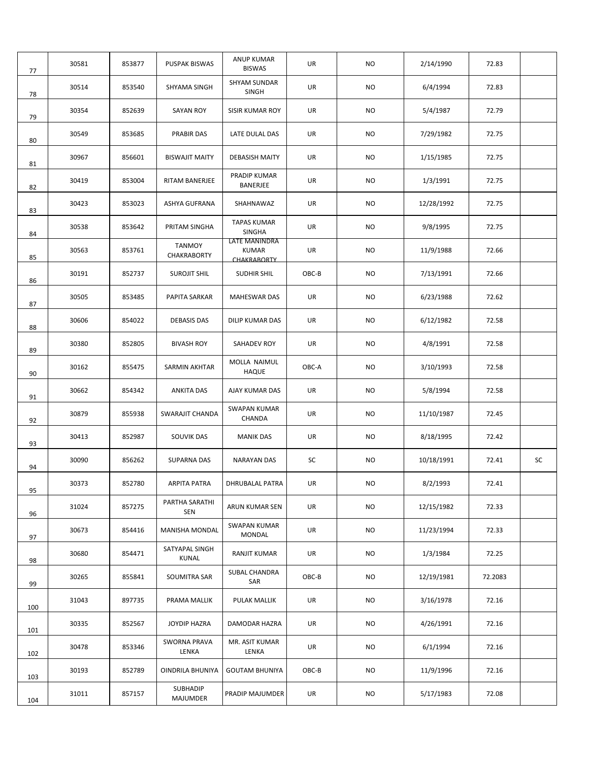| | | | | | | | | | |
|---|---|---|---|---|---|---|---|---|---|
| 77 | 30581 | 853877 | PUSPAK BISWAS | ANUP KUMAR BISWAS | UR | NO | 2/14/1990 | 72.83 | |
| 78 | 30514 | 853540 | SHYAMA SINGH | SHYAM SUNDAR SINGH | UR | NO | 6/4/1994 | 72.83 | |
| 79 | 30354 | 852639 | SAYAN ROY | SISIR KUMAR ROY | UR | NO | 5/4/1987 | 72.79 | |
| 80 | 30549 | 853685 | PRABIR DAS | LATE DULAL DAS | UR | NO | 7/29/1982 | 72.75 | |
| 81 | 30967 | 856601 | BISWAJIT MAITY | DEBASISH MAITY | UR | NO | 1/15/1985 | 72.75 | |
| 82 | 30419 | 853004 | RITAM BANERJEE | PRADIP KUMAR BANERJEE | UR | NO | 1/3/1991 | 72.75 | |
| 83 | 30423 | 853023 | ASHYA GUFRANA | SHAHNAWAZ | UR | NO | 12/28/1992 | 72.75 | |
| 84 | 30538 | 853642 | PRITAM SINGHA | TAPAS KUMAR SINGHA | UR | NO | 9/8/1995 | 72.75 | |
| 85 | 30563 | 853761 | TANMOY CHAKRABORTY | LATE MANINDRA KUMAR CHAKRABORTY | UR | NO | 11/9/1988 | 72.66 | |
| 86 | 30191 | 852737 | SUROJIT SHIL | SUDHIR SHIL | OBC-B | NO | 7/13/1991 | 72.66 | |
| 87 | 30505 | 853485 | PAPITA SARKAR | MAHESWAR DAS | UR | NO | 6/23/1988 | 72.62 | |
| 88 | 30606 | 854022 | DEBASIS DAS | DILIP KUMAR DAS | UR | NO | 6/12/1982 | 72.58 | |
| 89 | 30380 | 852805 | BIVASH ROY | SAHADEV ROY | UR | NO | 4/8/1991 | 72.58 | |
| 90 | 30162 | 855475 | SARMIN AKHTAR | MOLLA NAIMUL HAQUE | OBC-A | NO | 3/10/1993 | 72.58 | |
| 91 | 30662 | 854342 | ANKITA DAS | AJAY KUMAR DAS | UR | NO | 5/8/1994 | 72.58 | |
| 92 | 30879 | 855938 | SWARAJIT CHANDA | SWAPAN KUMAR CHANDA | UR | NO | 11/10/1987 | 72.45 | |
| 93 | 30413 | 852987 | SOUVIK DAS | MANIK DAS | UR | NO | 8/18/1995 | 72.42 | |
| 94 | 30090 | 856262 | SUPARNA DAS | NARAYAN DAS | SC | NO | 10/18/1991 | 72.41 | SC |
| 95 | 30373 | 852780 | ARPITA PATRA | DHRUBALAL PATRA | UR | NO | 8/2/1993 | 72.41 | |
| 96 | 31024 | 857275 | PARTHA SARATHI SEN | ARUN KUMAR SEN | UR | NO | 12/15/1982 | 72.33 | |
| 97 | 30673 | 854416 | MANISHA MONDAL | SWAPAN KUMAR MONDAL | UR | NO | 11/23/1994 | 72.33 | |
| 98 | 30680 | 854471 | SATYAPAL SINGH KUNAL | RANJIT KUMAR | UR | NO | 1/3/1984 | 72.25 | |
| 99 | 30265 | 855841 | SOUMITRA SAR | SUBAL CHANDRA SAR | OBC-B | NO | 12/19/1981 | 72.2083 | |
| 100 | 31043 | 897735 | PRAMA MALLIK | PULAK MALLIK | UR | NO | 3/16/1978 | 72.16 | |
| 101 | 30335 | 852567 | JOYDIP HAZRA | DAMODAR HAZRA | UR | NO | 4/26/1991 | 72.16 | |
| 102 | 30478 | 853346 | SWORNA PRAVA LENKA | MR. ASIT KUMAR LENKA | UR | NO | 6/1/1994 | 72.16 | |
| 103 | 30193 | 852789 | OINDRILA BHUNIYA | GOUTAM BHUNIYA | OBC-B | NO | 11/9/1996 | 72.16 | |
| 104 | 31011 | 857157 | SUBHADIP MAJUMDER | PRADIP MAJUMDER | UR | NO | 5/17/1983 | 72.08 | |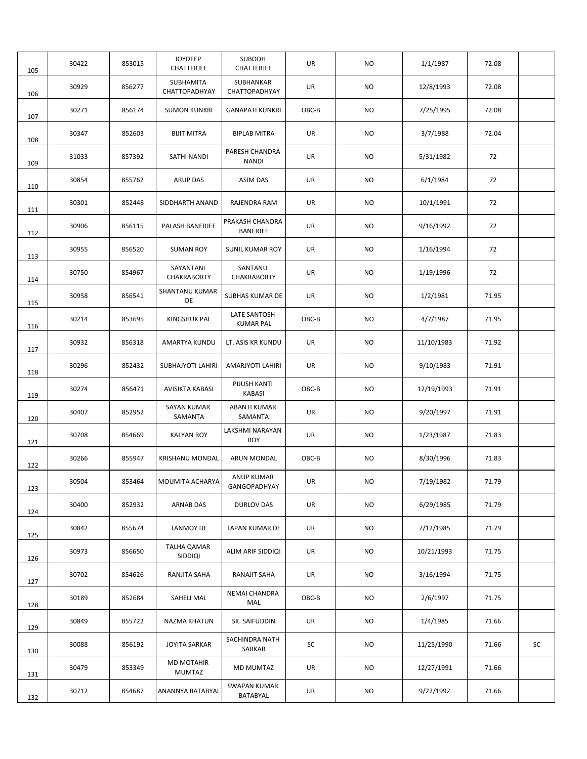| | | | | | | | | | |
|---|---|---|---|---|---|---|---|---|---|
| 105 | 30422 | 853015 | JOYDEEP CHATTERJEE | SUBODH CHATTERJEE | UR | NO | 1/1/1987 | 72.08 | |
| 106 | 30929 | 856277 | SUBHAMITA CHATTOPADHYAY | SUBHANKAR CHATTOPADHYAY | UR | NO | 12/8/1993 | 72.08 | |
| 107 | 30271 | 856174 | SUMON KUNKRI | GANAPATI KUNKRI | OBC-B | NO | 7/25/1995 | 72.08 | |
| 108 | 30347 | 852603 | BIJIT MITRA | BIPLAB MITRA | UR | NO | 3/7/1988 | 72.04 | |
| 109 | 31033 | 857392 | SATHI NANDI | PARESH CHANDRA NANDI | UR | NO | 5/31/1982 | 72 | |
| 110 | 30854 | 855762 | ARUP DAS | ASIM DAS | UR | NO | 6/1/1984 | 72 | |
| 111 | 30301 | 852448 | SIDDHARTH ANAND | RAJENDRA RAM | UR | NO | 10/1/1991 | 72 | |
| 112 | 30906 | 856115 | PALASH BANERJEE | PRAKASH CHANDRA BANERJEE | UR | NO | 9/16/1992 | 72 | |
| 113 | 30955 | 856520 | SUMAN ROY | SUNIL KUMAR ROY | UR | NO | 1/16/1994 | 72 | |
| 114 | 30750 | 854967 | SAYANTANI CHAKRABORTY | SANTANU CHAKRABORTY | UR | NO | 1/19/1996 | 72 | |
| 115 | 30958 | 856541 | SHANTANU KUMAR DE | SUBHAS KUMAR DE | UR | NO | 1/2/1981 | 71.95 | |
| 116 | 30214 | 853695 | KINGSHUK PAL | LATE SANTOSH KUMAR PAL | OBC-B | NO | 4/7/1987 | 71.95 | |
| 117 | 30932 | 856318 | AMARTYA KUNDU | LT. ASIS KR KUNDU | UR | NO | 11/10/1983 | 71.92 | |
| 118 | 30296 | 852432 | SUBHAJYOTI LAHIRI | AMARJYOTI LAHIRI | UR | NO | 9/10/1983 | 71.91 | |
| 119 | 30274 | 856471 | AVISIKTA KABASI | PIJUSH KANTI KABASI | OBC-B | NO | 12/19/1993 | 71.91 | |
| 120 | 30407 | 852952 | SAYAN KUMAR SAMANTA | ABANTI KUMAR SAMANTA | UR | NO | 9/20/1997 | 71.91 | |
| 121 | 30708 | 854669 | KALYAN ROY | LAKSHMI NARAYAN ROY | UR | NO | 1/23/1987 | 71.83 | |
| 122 | 30266 | 855947 | KRISHANU MONDAL | ARUN MONDAL | OBC-B | NO | 8/30/1996 | 71.83 | |
| 123 | 30504 | 853464 | MOUMITA ACHARYA | ANUP KUMAR GANGOPADHYAY | UR | NO | 7/19/1982 | 71.79 | |
| 124 | 30400 | 852932 | ARNAB DAS | DURLOV DAS | UR | NO | 6/29/1985 | 71.79 | |
| 125 | 30842 | 855674 | TANMOY DE | TAPAN KUMAR DE | UR | NO | 7/12/1985 | 71.79 | |
| 126 | 30973 | 856650 | TALHA QAMAR SIDDIQI | ALIM ARIF SIDDIQI | UR | NO | 10/21/1993 | 71.75 | |
| 127 | 30702 | 854626 | RANJITA SAHA | RANAJIT SAHA | UR | NO | 3/16/1994 | 71.75 | |
| 128 | 30189 | 852684 | SAHELI MAL | NEMAI CHANDRA MAL | OBC-B | NO | 2/6/1997 | 71.75 | |
| 129 | 30849 | 855722 | NAZMA KHATUN | SK. SAIFUDDIN | UR | NO | 1/4/1985 | 71.66 | |
| 130 | 30088 | 856192 | JOYITA SARKAR | SACHINDRA NATH SARKAR | SC | NO | 11/25/1990 | 71.66 | SC |
| 131 | 30479 | 853349 | MD MOTAHIR MUMTAZ | MD MUMTAZ | UR | NO | 12/27/1991 | 71.66 | |
| 132 | 30712 | 854687 | ANANNYA BATABYAL | SWAPAN KUMAR BATABYAL | UR | NO | 9/22/1992 | 71.66 | |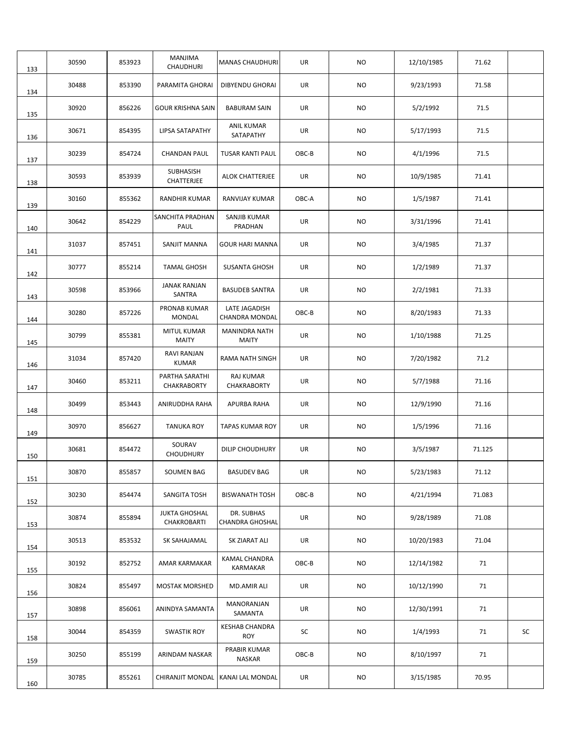| | | | | | | | | | |
|---|---|---|---|---|---|---|---|---|---|
| 133 | 30590 | 853923 | MANJIMA CHAUDHURI | MANAS CHAUDHURI | UR | NO | 12/10/1985 | 71.62 | |
| 134 | 30488 | 853390 | PARAMITA GHORAI | DIBYENDU GHORAI | UR | NO | 9/23/1993 | 71.58 | |
| 135 | 30920 | 856226 | GOUR KRISHNA SAIN | BABURAM SAIN | UR | NO | 5/2/1992 | 71.5 | |
| 136 | 30671 | 854395 | LIPSA SATAPATHY | ANIL KUMAR SATAPATHY | UR | NO | 5/17/1993 | 71.5 | |
| 137 | 30239 | 854724 | CHANDAN PAUL | TUSAR KANTI PAUL | OBC-B | NO | 4/1/1996 | 71.5 | |
| 138 | 30593 | 853939 | SUBHASISH CHATTERJEE | ALOK CHATTERJEE | UR | NO | 10/9/1985 | 71.41 | |
| 139 | 30160 | 855362 | RANDHIR KUMAR | RANVIJAY KUMAR | OBC-A | NO | 1/5/1987 | 71.41 | |
| 140 | 30642 | 854229 | SANCHITA PRADHAN PAUL | SANJIB KUMAR PRADHAN | UR | NO | 3/31/1996 | 71.41 | |
| 141 | 31037 | 857451 | SANJIT MANNA | GOUR HARI MANNA | UR | NO | 3/4/1985 | 71.37 | |
| 142 | 30777 | 855214 | TAMAL GHOSH | SUSANTA GHOSH | UR | NO | 1/2/1989 | 71.37 | |
| 143 | 30598 | 853966 | JANAK RANJAN SANTRA | BASUDEB SANTRA | UR | NO | 2/2/1981 | 71.33 | |
| 144 | 30280 | 857226 | PRONAB KUMAR MONDAL | LATE JAGADISH CHANDRA MONDAL | OBC-B | NO | 8/20/1983 | 71.33 | |
| 145 | 30799 | 855381 | MITUL KUMAR MAITY | MANINDRA NATH MAITY | UR | NO | 1/10/1988 | 71.25 | |
| 146 | 31034 | 857420 | RAVI RANJAN KUMAR | RAMA NATH SINGH | UR | NO | 7/20/1982 | 71.2 | |
| 147 | 30460 | 853211 | PARTHA SARATHI CHAKRABORTY | RAJ KUMAR CHAKRABORTY | UR | NO | 5/7/1988 | 71.16 | |
| 148 | 30499 | 853443 | ANIRUDDHA RAHA | APURBA RAHA | UR | NO | 12/9/1990 | 71.16 | |
| 149 | 30970 | 856627 | TANUKA ROY | TAPAS KUMAR ROY | UR | NO | 1/5/1996 | 71.16 | |
| 150 | 30681 | 854472 | SOURAV CHOUDHURY | DILIP CHOUDHURY | UR | NO | 3/5/1987 | 71.125 | |
| 151 | 30870 | 855857 | SOUMEN BAG | BASUDEV BAG | UR | NO | 5/23/1983 | 71.12 | |
| 152 | 30230 | 854474 | SANGITA TOSH | BISWANATH TOSH | OBC-B | NO | 4/21/1994 | 71.083 | |
| 153 | 30874 | 855894 | JUKTA GHOSHAL CHAKROBARTI | DR. SUBHAS CHANDRA GHOSHAL | UR | NO | 9/28/1989 | 71.08 | |
| 154 | 30513 | 853532 | SK SAHAJAMAL | SK ZIARAT ALI | UR | NO | 10/20/1983 | 71.04 | |
| 155 | 30192 | 852752 | AMAR KARMAKAR | KAMAL CHANDRA KARMAKAR | OBC-B | NO | 12/14/1982 | 71 | |
| 156 | 30824 | 855497 | MOSTAK MORSHED | MD.AMIR ALI | UR | NO | 10/12/1990 | 71 | |
| 157 | 30898 | 856061 | ANINDYA SAMANTA | MANORANJAN SAMANTA | UR | NO | 12/30/1991 | 71 | |
| 158 | 30044 | 854359 | SWASTIK ROY | KESHAB CHANDRA ROY | SC | NO | 1/4/1993 | 71 | SC |
| 159 | 30250 | 855199 | ARINDAM NASKAR | PRABIR KUMAR NASKAR | OBC-B | NO | 8/10/1997 | 71 | |
| 160 | 30785 | 855261 | CHIRANJIT MONDAL | KANAI LAL MONDAL | UR | NO | 3/15/1985 | 70.95 | |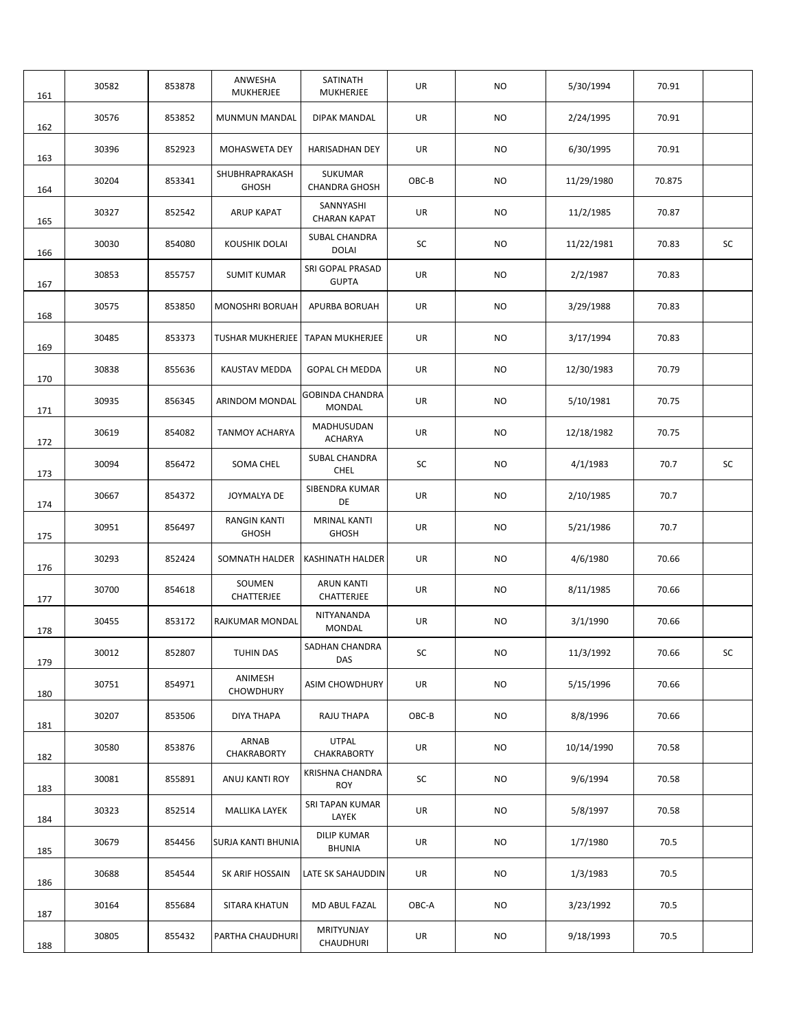| | | | | | | | | | |
|---|---|---|---|---|---|---|---|---|---|
| 161 | 30582 | 853878 | ANWESHA MUKHERJEE | SATINATH MUKHERJEE | UR | NO | 5/30/1994 | 70.91 | |
| 162 | 30576 | 853852 | MUNMUN MANDAL | DIPAK MANDAL | UR | NO | 2/24/1995 | 70.91 | |
| 163 | 30396 | 852923 | MOHASWETA DEY | HARISADHAN DEY | UR | NO | 6/30/1995 | 70.91 | |
| 164 | 30204 | 853341 | SHUBHRAPRAKASH GHOSH | SUKUMAR CHANDRA GHOSH | OBC-B | NO | 11/29/1980 | 70.875 | |
| 165 | 30327 | 852542 | ARUP KAPAT | SANNYASHI CHARAN KAPAT | UR | NO | 11/2/1985 | 70.87 | |
| 166 | 30030 | 854080 | KOUSHIK DOLAI | SUBAL CHANDRA DOLAI | SC | NO | 11/22/1981 | 70.83 | SC |
| 167 | 30853 | 855757 | SUMIT KUMAR | SRI GOPAL PRASAD GUPTA | UR | NO | 2/2/1987 | 70.83 | |
| 168 | 30575 | 853850 | MONOSHRI BORUAH | APURBA BORUAH | UR | NO | 3/29/1988 | 70.83 | |
| 169 | 30485 | 853373 | TUSHAR MUKHERJEE | TAPAN MUKHERJEE | UR | NO | 3/17/1994 | 70.83 | |
| 170 | 30838 | 855636 | KAUSTAV MEDDA | GOPAL CH MEDDA | UR | NO | 12/30/1983 | 70.79 | |
| 171 | 30935 | 856345 | ARINDOM MONDAL | GOBINDA CHANDRA MONDAL | UR | NO | 5/10/1981 | 70.75 | |
| 172 | 30619 | 854082 | TANMOY ACHARYA | MADHUSUDAN ACHARYA | UR | NO | 12/18/1982 | 70.75 | |
| 173 | 30094 | 856472 | SOMA CHEL | SUBAL CHANDRA CHEL | SC | NO | 4/1/1983 | 70.7 | SC |
| 174 | 30667 | 854372 | JOYMALYA DE | SIBENDRA KUMAR DE | UR | NO | 2/10/1985 | 70.7 | |
| 175 | 30951 | 856497 | RANGIN KANTI GHOSH | MRINAL KANTI GHOSH | UR | NO | 5/21/1986 | 70.7 | |
| 176 | 30293 | 852424 | SOMNATH HALDER | KASHINATH HALDER | UR | NO | 4/6/1980 | 70.66 | |
| 177 | 30700 | 854618 | SOUMEN CHATTERJEE | ARUN KANTI CHATTERJEE | UR | NO | 8/11/1985 | 70.66 | |
| 178 | 30455 | 853172 | RAJKUMAR MONDAL | NITYANANDA MONDAL | UR | NO | 3/1/1990 | 70.66 | |
| 179 | 30012 | 852807 | TUHIN DAS | SADHAN CHANDRA DAS | SC | NO | 11/3/1992 | 70.66 | SC |
| 180 | 30751 | 854971 | ANIMESH CHOWDHURY | ASIM CHOWDHURY | UR | NO | 5/15/1996 | 70.66 | |
| 181 | 30207 | 853506 | DIYA THAPA | RAJU THAPA | OBC-B | NO | 8/8/1996 | 70.66 | |
| 182 | 30580 | 853876 | ARNAB CHAKRABORTY | UTPAL CHAKRABORTY | UR | NO | 10/14/1990 | 70.58 | |
| 183 | 30081 | 855891 | ANUJ KANTI ROY | KRISHNA CHANDRA ROY | SC | NO | 9/6/1994 | 70.58 | |
| 184 | 30323 | 852514 | MALLIKA LAYEK | SRI TAPAN KUMAR LAYEK | UR | NO | 5/8/1997 | 70.58 | |
| 185 | 30679 | 854456 | SURJA KANTI BHUNIA | DILIP KUMAR BHUNIA | UR | NO | 1/7/1980 | 70.5 | |
| 186 | 30688 | 854544 | SK ARIF HOSSAIN | LATE SK SAHAUDDIN | UR | NO | 1/3/1983 | 70.5 | |
| 187 | 30164 | 855684 | SITARA KHATUN | MD ABUL FAZAL | OBC-A | NO | 3/23/1992 | 70.5 | |
| 188 | 30805 | 855432 | PARTHA CHAUDHURI | MRITYUNJAY CHAUDHURI | UR | NO | 9/18/1993 | 70.5 | |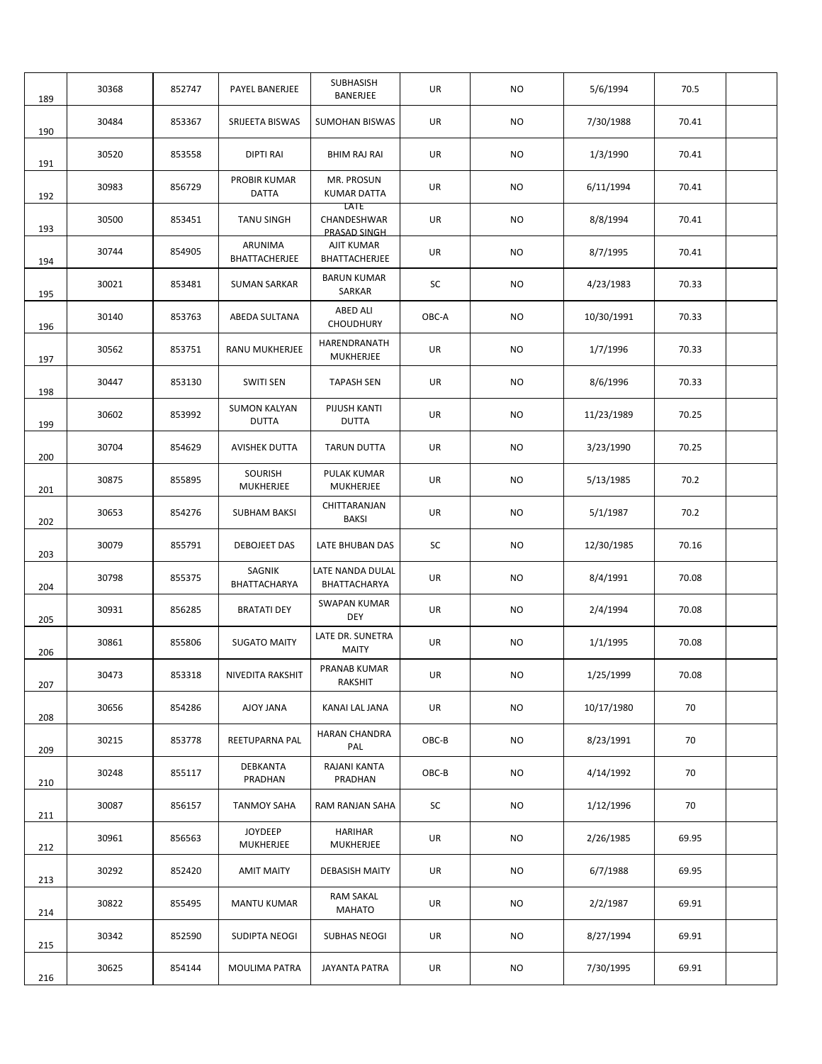| | | | | | | | | | |
|---|---|---|---|---|---|---|---|---|---|
| 189 | 30368 | 852747 | PAYEL BANERJEE | SUBHASISH BANERJEE | UR | NO | 5/6/1994 | 70.5 | |
| 190 | 30484 | 853367 | SRIJEETA BISWAS | SUMOHAN BISWAS | UR | NO | 7/30/1988 | 70.41 | |
| 191 | 30520 | 853558 | DIPTI RAI | BHIM RAJ RAI | UR | NO | 1/3/1990 | 70.41 | |
| 192 | 30983 | 856729 | PROBIR KUMAR DATTA | MR. PROSUN KUMAR DATTA | UR | NO | 6/11/1994 | 70.41 | |
| 193 | 30500 | 853451 | TANU SINGH | LATE CHANDESHWAR PRASAD SINGH | UR | NO | 8/8/1994 | 70.41 | |
| 194 | 30744 | 854905 | ARUNIMA BHATTACHERJEE | AJIT KUMAR BHATTACHERJEE | UR | NO | 8/7/1995 | 70.41 | |
| 195 | 30021 | 853481 | SUMAN SARKAR | BARUN KUMAR SARKAR | SC | NO | 4/23/1983 | 70.33 | |
| 196 | 30140 | 853763 | ABEDA SULTANA | ABED ALI CHOUDHURY | OBC-A | NO | 10/30/1991 | 70.33 | |
| 197 | 30562 | 853751 | RANU MUKHERJEE | HARENDRANATH MUKHERJEE | UR | NO | 1/7/1996 | 70.33 | |
| 198 | 30447 | 853130 | SWITI SEN | TAPASH SEN | UR | NO | 8/6/1996 | 70.33 | |
| 199 | 30602 | 853992 | SUMON KALYAN DUTTA | PIJUSH KANTI DUTTA | UR | NO | 11/23/1989 | 70.25 | |
| 200 | 30704 | 854629 | AVISHEK DUTTA | TARUN DUTTA | UR | NO | 3/23/1990 | 70.25 | |
| 201 | 30875 | 855895 | SOURISH MUKHERJEE | PULAK KUMAR MUKHERJEE | UR | NO | 5/13/1985 | 70.2 | |
| 202 | 30653 | 854276 | SUBHAM BAKSI | CHITTARANJAN BAKSI | UR | NO | 5/1/1987 | 70.2 | |
| 203 | 30079 | 855791 | DEBOJEET DAS | LATE BHUBAN DAS | SC | NO | 12/30/1985 | 70.16 | |
| 204 | 30798 | 855375 | SAGNIK BHATTACHARYA | LATE NANDA DULAL BHATTACHARYA | UR | NO | 8/4/1991 | 70.08 | |
| 205 | 30931 | 856285 | BRATATI DEY | SWAPAN KUMAR DEY | UR | NO | 2/4/1994 | 70.08 | |
| 206 | 30861 | 855806 | SUGATO MAITY | LATE DR. SUNETRA MAITY | UR | NO | 1/1/1995 | 70.08 | |
| 207 | 30473 | 853318 | NIVEDITA RAKSHIT | PRANAB KUMAR RAKSHIT | UR | NO | 1/25/1999 | 70.08 | |
| 208 | 30656 | 854286 | AJOY JANA | KANAI LAL JANA | UR | NO | 10/17/1980 | 70 | |
| 209 | 30215 | 853778 | REETUPARNA PAL | HARAN CHANDRA PAL | OBC-B | NO | 8/23/1991 | 70 | |
| 210 | 30248 | 855117 | DEBKANTA PRADHAN | RAJANI KANTA PRADHAN | OBC-B | NO | 4/14/1992 | 70 | |
| 211 | 30087 | 856157 | TANMOY SAHA | RAM RANJAN SAHA | SC | NO | 1/12/1996 | 70 | |
| 212 | 30961 | 856563 | JOYDEEP MUKHERJEE | HARIHAR MUKHERJEE | UR | NO | 2/26/1985 | 69.95 | |
| 213 | 30292 | 852420 | AMIT MAITY | DEBASISH MAITY | UR | NO | 6/7/1988 | 69.95 | |
| 214 | 30822 | 855495 | MANTU KUMAR | RAM SAKAL MAHATO | UR | NO | 2/2/1987 | 69.91 | |
| 215 | 30342 | 852590 | SUDIPTA NEOGI | SUBHAS NEOGI | UR | NO | 8/27/1994 | 69.91 | |
| 216 | 30625 | 854144 | MOULIMA PATRA | JAYANTA PATRA | UR | NO | 7/30/1995 | 69.91 | |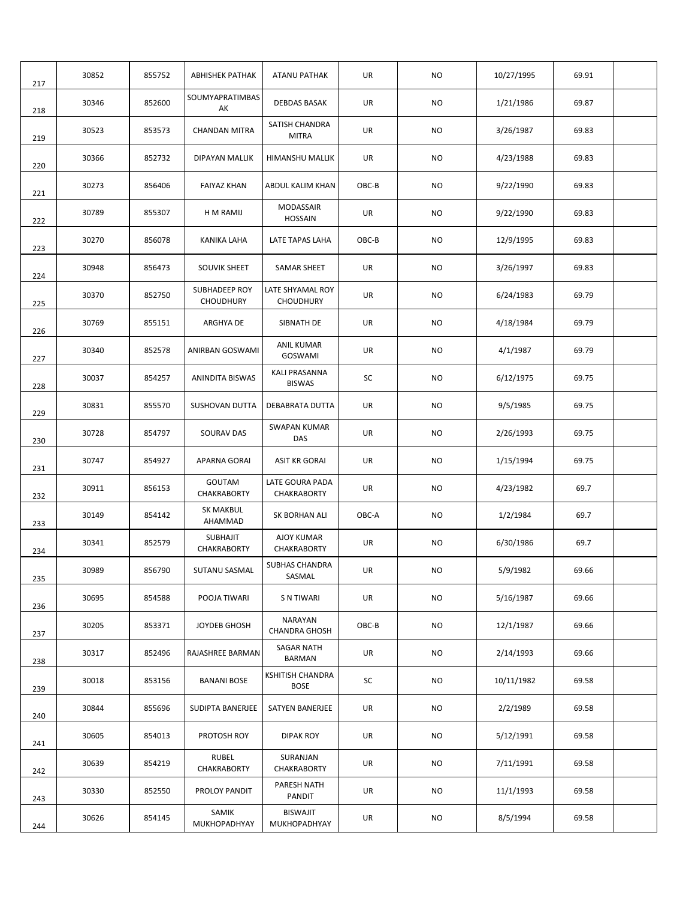| | | | | | | | | | |
|---|---|---|---|---|---|---|---|---|---|
| 217 | 30852 | 855752 | ABHISHEK PATHAK | ATANU PATHAK | UR | NO | 10/27/1995 | 69.91 | |
| 218 | 30346 | 852600 | SOUMYAPRATIMBAS AK | DEBDAS BASAK | UR | NO | 1/21/1986 | 69.87 | |
| 219 | 30523 | 853573 | CHANDAN MITRA | SATISH CHANDRA MITRA | UR | NO | 3/26/1987 | 69.83 | |
| 220 | 30366 | 852732 | DIPAYAN MALLIK | HIMANSHU MALLIK | UR | NO | 4/23/1988 | 69.83 | |
| 221 | 30273 | 856406 | FAIYAZ KHAN | ABDUL KALIM KHAN | OBC-B | NO | 9/22/1990 | 69.83 | |
| 222 | 30789 | 855307 | H M RAMIJ | MODASSAIR HOSSAIN | UR | NO | 9/22/1990 | 69.83 | |
| 223 | 30270 | 856078 | KANIKA LAHA | LATE TAPAS LAHA | OBC-B | NO | 12/9/1995 | 69.83 | |
| 224 | 30948 | 856473 | SOUVIK SHEET | SAMAR SHEET | UR | NO | 3/26/1997 | 69.83 | |
| 225 | 30370 | 852750 | SUBHADEEP ROY CHOUDHURY | LATE SHYAMAL ROY CHOUDHURY | UR | NO | 6/24/1983 | 69.79 | |
| 226 | 30769 | 855151 | ARGHYA DE | SIBNATH DE | UR | NO | 4/18/1984 | 69.79 | |
| 227 | 30340 | 852578 | ANIRBAN GOSWAMI | ANIL KUMAR GOSWAMI | UR | NO | 4/1/1987 | 69.79 | |
| 228 | 30037 | 854257 | ANINDITA BISWAS | KALI PRASANNA BISWAS | SC | NO | 6/12/1975 | 69.75 | |
| 229 | 30831 | 855570 | SUSHOVAN DUTTA | DEBABRATA DUTTA | UR | NO | 9/5/1985 | 69.75 | |
| 230 | 30728 | 854797 | SOURAV DAS | SWAPAN KUMAR DAS | UR | NO | 2/26/1993 | 69.75 | |
| 231 | 30747 | 854927 | APARNA GORAI | ASIT KR GORAI | UR | NO | 1/15/1994 | 69.75 | |
| 232 | 30911 | 856153 | GOUTAM CHAKRABORTY | LATE GOURA PADA CHAKRABORTY | UR | NO | 4/23/1982 | 69.7 | |
| 233 | 30149 | 854142 | SK MAKBUL AHAMMAD | SK BORHAN ALI | OBC-A | NO | 1/2/1984 | 69.7 | |
| 234 | 30341 | 852579 | SUBHAJIT CHAKRABORTY | AJOY KUMAR CHAKRABORTY | UR | NO | 6/30/1986 | 69.7 | |
| 235 | 30989 | 856790 | SUTANU SASMAL | SUBHAS CHANDRA SASMAL | UR | NO | 5/9/1982 | 69.66 | |
| 236 | 30695 | 854588 | POOJA TIWARI | S N TIWARI | UR | NO | 5/16/1987 | 69.66 | |
| 237 | 30205 | 853371 | JOYDEB GHOSH | NARAYAN CHANDRA GHOSH | OBC-B | NO | 12/1/1987 | 69.66 | |
| 238 | 30317 | 852496 | RAJASHREE BARMAN | SAGAR NATH BARMAN | UR | NO | 2/14/1993 | 69.66 | |
| 239 | 30018 | 853156 | BANANI BOSE | KSHITISH CHANDRA BOSE | SC | NO | 10/11/1982 | 69.58 | |
| 240 | 30844 | 855696 | SUDIPTA BANERJEE | SATYEN BANERJEE | UR | NO | 2/2/1989 | 69.58 | |
| 241 | 30605 | 854013 | PROTOSH ROY | DIPAK ROY | UR | NO | 5/12/1991 | 69.58 | |
| 242 | 30639 | 854219 | RUBEL CHAKRABORTY | SURANJAN CHAKRABORTY | UR | NO | 7/11/1991 | 69.58 | |
| 243 | 30330 | 852550 | PROLOY PANDIT | PARESH NATH PANDIT | UR | NO | 11/1/1993 | 69.58 | |
| 244 | 30626 | 854145 | SAMIK MUKHOPADHYAY | BISWAJIT MUKHOPADHYAY | UR | NO | 8/5/1994 | 69.58 | |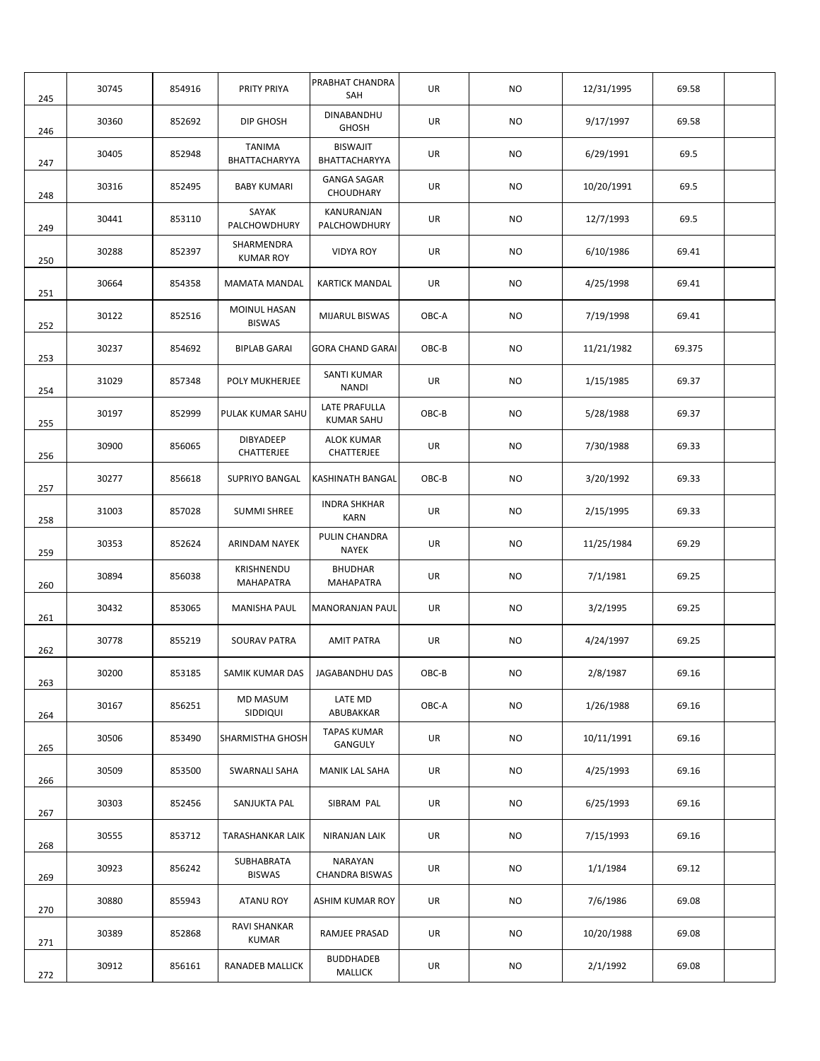| | | | | | | | | | |
|---|---|---|---|---|---|---|---|---|---|
| 245 | 30745 | 854916 | PRITY PRIYA | PRABHAT CHANDRA SAH | UR | NO | 12/31/1995 | 69.58 | |
| 246 | 30360 | 852692 | DIP GHOSH | DINABANDHU GHOSH | UR | NO | 9/17/1997 | 69.58 | |
| 247 | 30405 | 852948 | TANIMA BHATTACHARYYA | BISWAJIT BHATTACHARYYA | UR | NO | 6/29/1991 | 69.5 | |
| 248 | 30316 | 852495 | BABY KUMARI | GANGA SAGAR CHOUDHARY | UR | NO | 10/20/1991 | 69.5 | |
| 249 | 30441 | 853110 | SAYAK PALCHOWDHURY | KANURANJAN PALCHOWDHURY | UR | NO | 12/7/1993 | 69.5 | |
| 250 | 30288 | 852397 | SHARMENDRA KUMAR ROY | VIDYA ROY | UR | NO | 6/10/1986 | 69.41 | |
| 251 | 30664 | 854358 | MAMATA MANDAL | KARTICK MANDAL | UR | NO | 4/25/1998 | 69.41 | |
| 252 | 30122 | 852516 | MOINUL HASAN BISWAS | MIJARUL BISWAS | OBC-A | NO | 7/19/1998 | 69.41 | |
| 253 | 30237 | 854692 | BIPLAB GARAI | GORA CHAND GARAI | OBC-B | NO | 11/21/1982 | 69.375 | |
| 254 | 31029 | 857348 | POLY MUKHERJEE | SANTI KUMAR NANDI | UR | NO | 1/15/1985 | 69.37 | |
| 255 | 30197 | 852999 | PULAK KUMAR SAHU | LATE PRAFULLA KUMAR SAHU | OBC-B | NO | 5/28/1988 | 69.37 | |
| 256 | 30900 | 856065 | DIBYADEEP CHATTERJEE | ALOK KUMAR CHATTERJEE | UR | NO | 7/30/1988 | 69.33 | |
| 257 | 30277 | 856618 | SUPRIYO BANGAL | KASHINATH BANGAL | OBC-B | NO | 3/20/1992 | 69.33 | |
| 258 | 31003 | 857028 | SUMMI SHREE | INDRA SHKHAR KARN | UR | NO | 2/15/1995 | 69.33 | |
| 259 | 30353 | 852624 | ARINDAM NAYEK | PULIN CHANDRA NAYEK | UR | NO | 11/25/1984 | 69.29 | |
| 260 | 30894 | 856038 | KRISHNENDU MAHAPATRA | BHUDHAR MAHAPATRA | UR | NO | 7/1/1981 | 69.25 | |
| 261 | 30432 | 853065 | MANISHA PAUL | MANORANJAN PAUL | UR | NO | 3/2/1995 | 69.25 | |
| 262 | 30778 | 855219 | SOURAV PATRA | AMIT PATRA | UR | NO | 4/24/1997 | 69.25 | |
| 263 | 30200 | 853185 | SAMIK KUMAR DAS | JAGABANDHU DAS | OBC-B | NO | 2/8/1987 | 69.16 | |
| 264 | 30167 | 856251 | MD MASUM SIDDIQUI | LATE MD ABUBAKKAR | OBC-A | NO | 1/26/1988 | 69.16 | |
| 265 | 30506 | 853490 | SHARMISTHA GHOSH | TAPAS KUMAR GANGULY | UR | NO | 10/11/1991 | 69.16 | |
| 266 | 30509 | 853500 | SWARNALI SAHA | MANIK LAL SAHA | UR | NO | 4/25/1993 | 69.16 | |
| 267 | 30303 | 852456 | SANJUKTA PAL | SIBRAM PAL | UR | NO | 6/25/1993 | 69.16 | |
| 268 | 30555 | 853712 | TARASHANKAR LAIK | NIRANJAN LAIK | UR | NO | 7/15/1993 | 69.16 | |
| 269 | 30923 | 856242 | SUBHABRATA BISWAS | NARAYAN CHANDRA BISWAS | UR | NO | 1/1/1984 | 69.12 | |
| 270 | 30880 | 855943 | ATANU ROY | ASHIM KUMAR ROY | UR | NO | 7/6/1986 | 69.08 | |
| 271 | 30389 | 852868 | RAVI SHANKAR KUMAR | RAMJEE PRASAD | UR | NO | 10/20/1988 | 69.08 | |
| 272 | 30912 | 856161 | RANADEB MALLICK | BUDDHADEB MALLICK | UR | NO | 2/1/1992 | 69.08 | |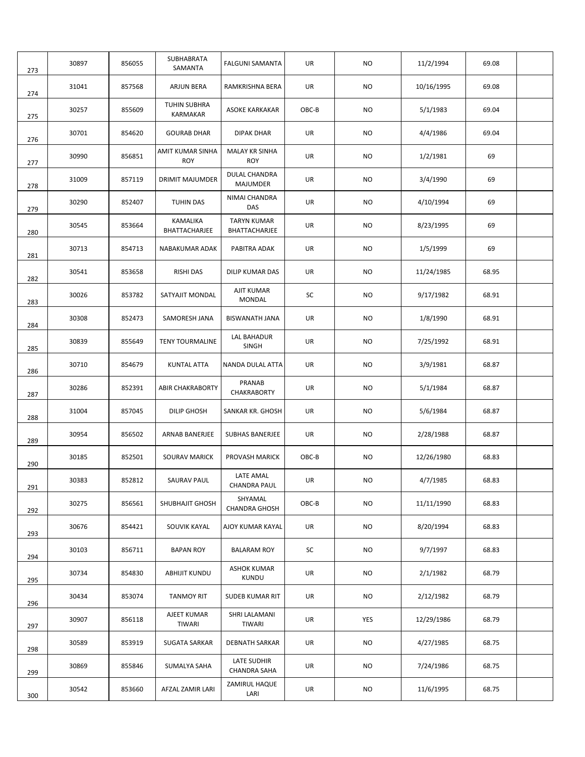| | | | | | | | | | |
|---|---|---|---|---|---|---|---|---|---|
| 273 | 30897 | 856055 | SUBHABRATA SAMANTA | FALGUNI SAMANTA | UR | NO | 11/2/1994 | 69.08 | |
| 274 | 31041 | 857568 | ARJUN BERA | RAMKRISHNA BERA | UR | NO | 10/16/1995 | 69.08 | |
| 275 | 30257 | 855609 | TUHIN SUBHRA KARMAKAR | ASOKE KARKAKAR | OBC-B | NO | 5/1/1983 | 69.04 | |
| 276 | 30701 | 854620 | GOURAB DHAR | DIPAK DHAR | UR | NO | 4/4/1986 | 69.04 | |
| 277 | 30990 | 856851 | AMIT KUMAR SINHA ROY | MALAY KR SINHA ROY | UR | NO | 1/2/1981 | 69 | |
| 278 | 31009 | 857119 | DRIMIT MAJUMDER | DULAL CHANDRA MAJUMDER | UR | NO | 3/4/1990 | 69 | |
| 279 | 30290 | 852407 | TUHIN DAS | NIMAI CHANDRA DAS | UR | NO | 4/10/1994 | 69 | |
| 280 | 30545 | 853664 | KAMALIKA BHATTACHARJEE | TARYN KUMAR BHATTACHARJEE | UR | NO | 8/23/1995 | 69 | |
| 281 | 30713 | 854713 | NABAKUMAR ADAK | PABITRA ADAK | UR | NO | 1/5/1999 | 69 | |
| 282 | 30541 | 853658 | RISHI DAS | DILIP KUMAR DAS | UR | NO | 11/24/1985 | 68.95 | |
| 283 | 30026 | 853782 | SATYAJIT MONDAL | AJIT KUMAR MONDAL | SC | NO | 9/17/1982 | 68.91 | |
| 284 | 30308 | 852473 | SAMORESH JANA | BISWANATH JANA | UR | NO | 1/8/1990 | 68.91 | |
| 285 | 30839 | 855649 | TENY TOURMALINE | LAL BAHADUR SINGH | UR | NO | 7/25/1992 | 68.91 | |
| 286 | 30710 | 854679 | KUNTAL ATTA | NANDA DULAL ATTA | UR | NO | 3/9/1981 | 68.87 | |
| 287 | 30286 | 852391 | ABIR CHAKRABORTY | PRANAB CHAKRABORTY | UR | NO | 5/1/1984 | 68.87 | |
| 288 | 31004 | 857045 | DILIP GHOSH | SANKAR KR. GHOSH | UR | NO | 5/6/1984 | 68.87 | |
| 289 | 30954 | 856502 | ARNAB BANERJEE | SUBHAS BANERJEE | UR | NO | 2/28/1988 | 68.87 | |
| 290 | 30185 | 852501 | SOURAV MARICK | PROVASH MARICK | OBC-B | NO | 12/26/1980 | 68.83 | |
| 291 | 30383 | 852812 | SAURAV PAUL | LATE AMAL CHANDRA PAUL | UR | NO | 4/7/1985 | 68.83 | |
| 292 | 30275 | 856561 | SHUBHAJIT GHOSH | SHYAMAL CHANDRA GHOSH | OBC-B | NO | 11/11/1990 | 68.83 | |
| 293 | 30676 | 854421 | SOUVIK KAYAL | AJOY KUMAR KAYAL | UR | NO | 8/20/1994 | 68.83 | |
| 294 | 30103 | 856711 | BAPAN ROY | BALARAM ROY | SC | NO | 9/7/1997 | 68.83 | |
| 295 | 30734 | 854830 | ABHIJIT KUNDU | ASHOK KUMAR KUNDU | UR | NO | 2/1/1982 | 68.79 | |
| 296 | 30434 | 853074 | TANMOY RIT | SUDEB KUMAR RIT | UR | NO | 2/12/1982 | 68.79 | |
| 297 | 30907 | 856118 | AJEET KUMAR TIWARI | SHRI LALAMANI TIWARI | UR | YES | 12/29/1986 | 68.79 | |
| 298 | 30589 | 853919 | SUGATA SARKAR | DEBNATH SARKAR | UR | NO | 4/27/1985 | 68.75 | |
| 299 | 30869 | 855846 | SUMALYA SAHA | LATE SUDHIR CHANDRA SAHA | UR | NO | 7/24/1986 | 68.75 | |
| 300 | 30542 | 853660 | AFZAL ZAMIR LARI | ZAMIRUL HAQUE LARI | UR | NO | 11/6/1995 | 68.75 | |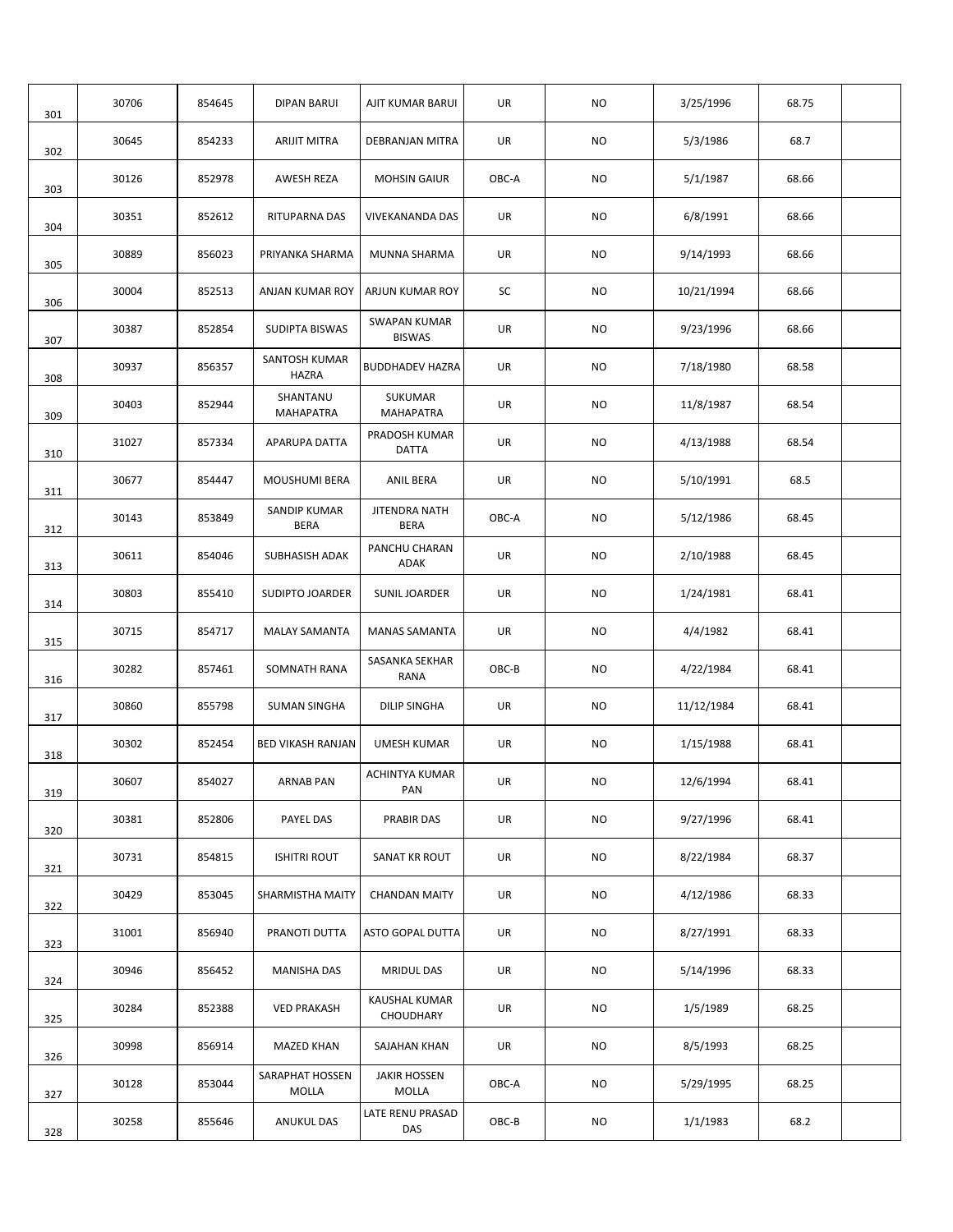| | | | | | | | | | |
|---|---|---|---|---|---|---|---|---|---|
| 301 | 30706 | 854645 | DIPAN BARUI | AJIT KUMAR BARUI | UR | NO | 3/25/1996 | 68.75 | |
| 302 | 30645 | 854233 | ARIJIT MITRA | DEBRANJAN MITRA | UR | NO | 5/3/1986 | 68.7 | |
| 303 | 30126 | 852978 | AWESH REZA | MOHSIN GAIUR | OBC-A | NO | 5/1/1987 | 68.66 | |
| 304 | 30351 | 852612 | RITUPARNA DAS | VIVEKANANDA DAS | UR | NO | 6/8/1991 | 68.66 | |
| 305 | 30889 | 856023 | PRIYANKA SHARMA | MUNNA SHARMA | UR | NO | 9/14/1993 | 68.66 | |
| 306 | 30004 | 852513 | ANJAN KUMAR ROY | ARJUN KUMAR ROY | SC | NO | 10/21/1994 | 68.66 | |
| 307 | 30387 | 852854 | SUDIPTA BISWAS | SWAPAN KUMAR BISWAS | UR | NO | 9/23/1996 | 68.66 | |
| 308 | 30937 | 856357 | SANTOSH KUMAR HAZRA | BUDDHADEV HAZRA | UR | NO | 7/18/1980 | 68.58 | |
| 309 | 30403 | 852944 | SHANTANU MAHAPATRA | SUKUMAR MAHAPATRA | UR | NO | 11/8/1987 | 68.54 | |
| 310 | 31027 | 857334 | APARUPA DATTA | PRADOSH KUMAR DATTA | UR | NO | 4/13/1988 | 68.54 | |
| 311 | 30677 | 854447 | MOUSHUMI BERA | ANIL BERA | UR | NO | 5/10/1991 | 68.5 | |
| 312 | 30143 | 853849 | SANDIP KUMAR BERA | JITENDRA NATH BERA | OBC-A | NO | 5/12/1986 | 68.45 | |
| 313 | 30611 | 854046 | SUBHASISH ADAK | PANCHU CHARAN ADAK | UR | NO | 2/10/1988 | 68.45 | |
| 314 | 30803 | 855410 | SUDIPTO JOARDER | SUNIL JOARDER | UR | NO | 1/24/1981 | 68.41 | |
| 315 | 30715 | 854717 | MALAY SAMANTA | MANAS SAMANTA | UR | NO | 4/4/1982 | 68.41 | |
| 316 | 30282 | 857461 | SOMNATH RANA | SASANKA SEKHAR RANA | OBC-B | NO | 4/22/1984 | 68.41 | |
| 317 | 30860 | 855798 | SUMAN SINGHA | DILIP SINGHA | UR | NO | 11/12/1984 | 68.41 | |
| 318 | 30302 | 852454 | BED VIKASH RANJAN | UMESH KUMAR | UR | NO | 1/15/1988 | 68.41 | |
| 319 | 30607 | 854027 | ARNAB PAN | ACHINTYA KUMAR PAN | UR | NO | 12/6/1994 | 68.41 | |
| 320 | 30381 | 852806 | PAYEL DAS | PRABIR DAS | UR | NO | 9/27/1996 | 68.41 | |
| 321 | 30731 | 854815 | ISHITRI ROUT | SANAT KR ROUT | UR | NO | 8/22/1984 | 68.37 | |
| 322 | 30429 | 853045 | SHARMISTHA MAITY | CHANDAN MAITY | UR | NO | 4/12/1986 | 68.33 | |
| 323 | 31001 | 856940 | PRANOTI DUTTA | ASTO GOPAL DUTTA | UR | NO | 8/27/1991 | 68.33 | |
| 324 | 30946 | 856452 | MANISHA DAS | MRIDUL DAS | UR | NO | 5/14/1996 | 68.33 | |
| 325 | 30284 | 852388 | VED PRAKASH | KAUSHAL KUMAR CHOUDHARY | UR | NO | 1/5/1989 | 68.25 | |
| 326 | 30998 | 856914 | MAZED KHAN | SAJAHAN KHAN | UR | NO | 8/5/1993 | 68.25 | |
| 327 | 30128 | 853044 | SARAPHAT HOSSEN MOLLA | JAKIR HOSSEN MOLLA | OBC-A | NO | 5/29/1995 | 68.25 | |
| 328 | 30258 | 855646 | ANUKUL DAS | LATE RENU PRASAD DAS | OBC-B | NO | 1/1/1983 | 68.2 | |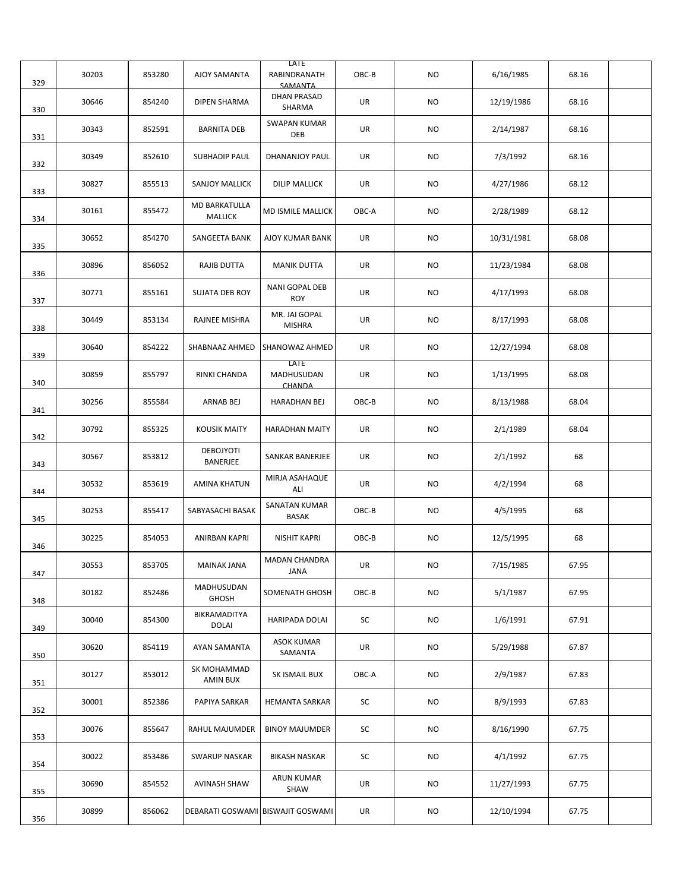| | | | | | | | | | |
|---|---|---|---|---|---|---|---|---|---|
| 329 | 30203 | 853280 | AJOY SAMANTA | LATE RABINDRANATH SAMANTA | OBC-B | NO | 6/16/1985 | 68.16 | |
| 330 | 30646 | 854240 | DIPEN SHARMA | DHAN PRASAD SHARMA | UR | NO | 12/19/1986 | 68.16 | |
| 331 | 30343 | 852591 | BARNITA DEB | SWAPAN KUMAR DEB | UR | NO | 2/14/1987 | 68.16 | |
| 332 | 30349 | 852610 | SUBHADIP PAUL | DHANANJOY PAUL | UR | NO | 7/3/1992 | 68.16 | |
| 333 | 30827 | 855513 | SANJOY MALLICK | DILIP MALLICK | UR | NO | 4/27/1986 | 68.12 | |
| 334 | 30161 | 855472 | MD BARKATULLA MALLICK | MD ISMILE MALLICK | OBC-A | NO | 2/28/1989 | 68.12 | |
| 335 | 30652 | 854270 | SANGEETA BANK | AJOY KUMAR BANK | UR | NO | 10/31/1981 | 68.08 | |
| 336 | 30896 | 856052 | RAJIB DUTTA | MANIK DUTTA | UR | NO | 11/23/1984 | 68.08 | |
| 337 | 30771 | 855161 | SUJATA DEB ROY | NANI GOPAL DEB ROY | UR | NO | 4/17/1993 | 68.08 | |
| 338 | 30449 | 853134 | RAJNEE MISHRA | MR. JAI GOPAL MISHRA | UR | NO | 8/17/1993 | 68.08 | |
| 339 | 30640 | 854222 | SHABNAAZ AHMED | SHANOWAZ AHMED | UR | NO | 12/27/1994 | 68.08 | |
| 340 | 30859 | 855797 | RINKI CHANDA | LATE MADHUSUDAN CHANDA | UR | NO | 1/13/1995 | 68.08 | |
| 341 | 30256 | 855584 | ARNAB BEJ | HARADHAN BEJ | OBC-B | NO | 8/13/1988 | 68.04 | |
| 342 | 30792 | 855325 | KOUSIK MAITY | HARADHAN MAITY | UR | NO | 2/1/1989 | 68.04 | |
| 343 | 30567 | 853812 | DEBOJYOTI BANERJEE | SANKAR BANERJEE | UR | NO | 2/1/1992 | 68 | |
| 344 | 30532 | 853619 | AMINA KHATUN | MIRJA ASAHAQUE ALI | UR | NO | 4/2/1994 | 68 | |
| 345 | 30253 | 855417 | SABYASACHI BASAK | SANATAN KUMAR BASAK | OBC-B | NO | 4/5/1995 | 68 | |
| 346 | 30225 | 854053 | ANIRBAN KAPRI | NISHIT KAPRI | OBC-B | NO | 12/5/1995 | 68 | |
| 347 | 30553 | 853705 | MAINAK JANA | MADAN CHANDRA JANA | UR | NO | 7/15/1985 | 67.95 | |
| 348 | 30182 | 852486 | MADHUSUDAN GHOSH | SOMENATH GHOSH | OBC-B | NO | 5/1/1987 | 67.95 | |
| 349 | 30040 | 854300 | BIKRAMADITYA DOLAI | HARIPADA DOLAI | SC | NO | 1/6/1991 | 67.91 | |
| 350 | 30620 | 854119 | AYAN SAMANTA | ASOK KUMAR SAMANTA | UR | NO | 5/29/1988 | 67.87 | |
| 351 | 30127 | 853012 | SK MOHAMMAD AMIN BUX | SK ISMAIL BUX | OBC-A | NO | 2/9/1987 | 67.83 | |
| 352 | 30001 | 852386 | PAPIYA SARKAR | HEMANTA SARKAR | SC | NO | 8/9/1993 | 67.83 | |
| 353 | 30076 | 855647 | RAHUL MAJUMDER | BINOY MAJUMDER | SC | NO | 8/16/1990 | 67.75 | |
| 354 | 30022 | 853486 | SWARUP NASKAR | BIKASH NASKAR | SC | NO | 4/1/1992 | 67.75 | |
| 355 | 30690 | 854552 | AVINASH SHAW | ARUN KUMAR SHAW | UR | NO | 11/27/1993 | 67.75 | |
| 356 | 30899 | 856062 | DEBARATI GOSWAMI | BISWAJIT GOSWAMI | UR | NO | 12/10/1994 | 67.75 | |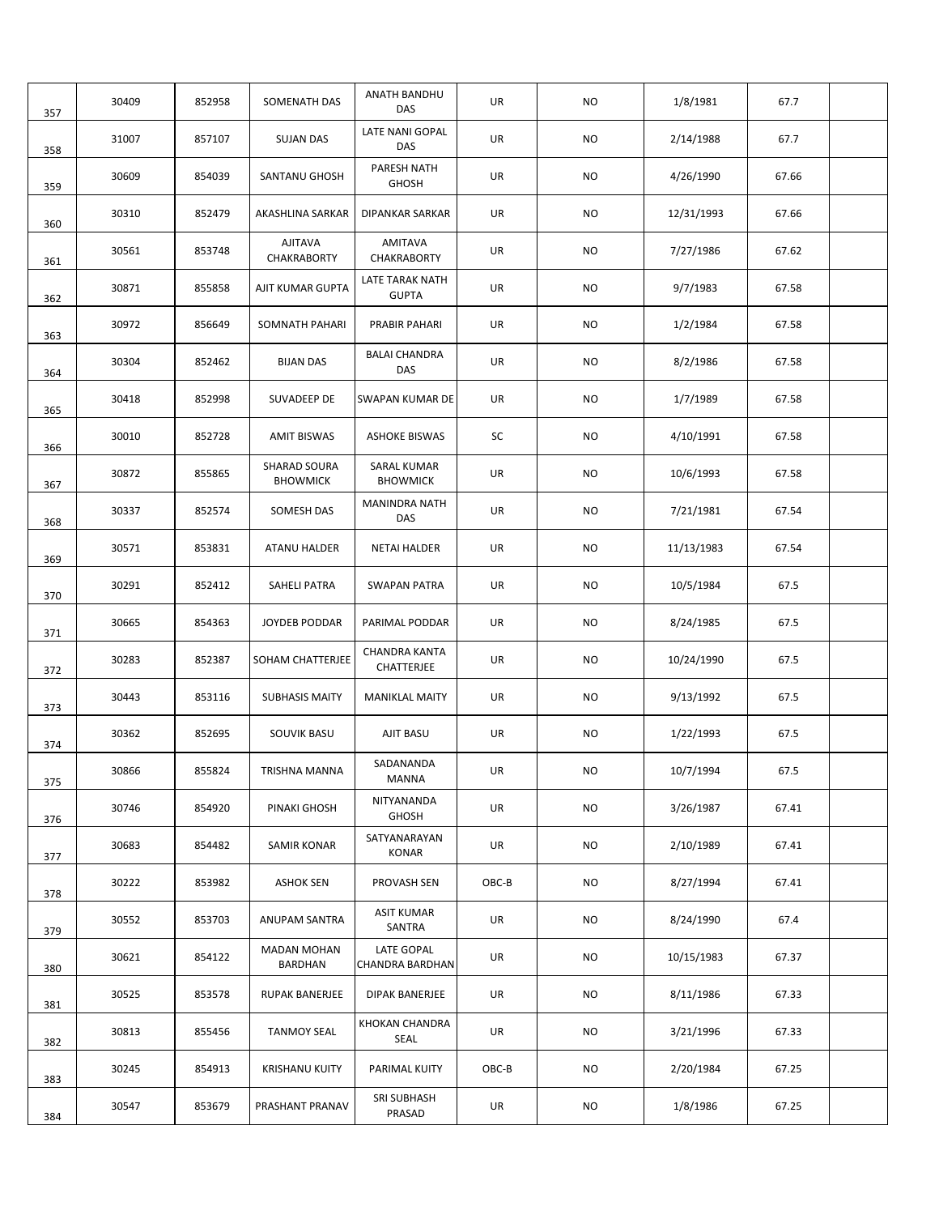| | | | | | | | | | |
|---|---|---|---|---|---|---|---|---|---|
| 357 | 30409 | 852958 | SOMENATH DAS | ANATH BANDHU DAS | UR | NO | 1/8/1981 | 67.7 | |
| 358 | 31007 | 857107 | SUJAN DAS | LATE NANI GOPAL DAS | UR | NO | 2/14/1988 | 67.7 | |
| 359 | 30609 | 854039 | SANTANU GHOSH | PARESH NATH GHOSH | UR | NO | 4/26/1990 | 67.66 | |
| 360 | 30310 | 852479 | AKASHLINA SARKAR | DIPANKAR SARKAR | UR | NO | 12/31/1993 | 67.66 | |
| 361 | 30561 | 853748 | AJITAVA CHAKRABORTY | AMITAVA CHAKRABORTY | UR | NO | 7/27/1986 | 67.62 | |
| 362 | 30871 | 855858 | AJIT KUMAR GUPTA | LATE TARAK NATH GUPTA | UR | NO | 9/7/1983 | 67.58 | |
| 363 | 30972 | 856649 | SOMNATH PAHARI | PRABIR PAHARI | UR | NO | 1/2/1984 | 67.58 | |
| 364 | 30304 | 852462 | BIJAN DAS | BALAI CHANDRA DAS | UR | NO | 8/2/1986 | 67.58 | |
| 365 | 30418 | 852998 | SUVADEEP DE | SWAPAN KUMAR DE | UR | NO | 1/7/1989 | 67.58 | |
| 366 | 30010 | 852728 | AMIT BISWAS | ASHOKE BISWAS | SC | NO | 4/10/1991 | 67.58 | |
| 367 | 30872 | 855865 | SHARAD SOURA BHOWMICK | SARAL KUMAR BHOWMICK | UR | NO | 10/6/1993 | 67.58 | |
| 368 | 30337 | 852574 | SOMESH DAS | MANINDRA NATH DAS | UR | NO | 7/21/1981 | 67.54 | |
| 369 | 30571 | 853831 | ATANU HALDER | NETAI HALDER | UR | NO | 11/13/1983 | 67.54 | |
| 370 | 30291 | 852412 | SAHELI PATRA | SWAPAN PATRA | UR | NO | 10/5/1984 | 67.5 | |
| 371 | 30665 | 854363 | JOYDEB PODDAR | PARIMAL PODDAR | UR | NO | 8/24/1985 | 67.5 | |
| 372 | 30283 | 852387 | SOHAM CHATTERJEE | CHANDRA KANTA CHATTERJEE | UR | NO | 10/24/1990 | 67.5 | |
| 373 | 30443 | 853116 | SUBHASIS MAITY | MANIKLAL MAITY | UR | NO | 9/13/1992 | 67.5 | |
| 374 | 30362 | 852695 | SOUVIK BASU | AJIT BASU | UR | NO | 1/22/1993 | 67.5 | |
| 375 | 30866 | 855824 | TRISHNA MANNA | SADANANDA MANNA | UR | NO | 10/7/1994 | 67.5 | |
| 376 | 30746 | 854920 | PINAKI GHOSH | NITYANANDA GHOSH | UR | NO | 3/26/1987 | 67.41 | |
| 377 | 30683 | 854482 | SAMIR KONAR | SATYANARAYAN KONAR | UR | NO | 2/10/1989 | 67.41 | |
| 378 | 30222 | 853982 | ASHOK SEN | PROVASH SEN | OBC-B | NO | 8/27/1994 | 67.41 | |
| 379 | 30552 | 853703 | ANUPAM SANTRA | ASIT KUMAR SANTRA | UR | NO | 8/24/1990 | 67.4 | |
| 380 | 30621 | 854122 | MADAN MOHAN BARDHAN | LATE GOPAL CHANDRA BARDHAN | UR | NO | 10/15/1983 | 67.37 | |
| 381 | 30525 | 853578 | RUPAK BANERJEE | DIPAK BANERJEE | UR | NO | 8/11/1986 | 67.33 | |
| 382 | 30813 | 855456 | TANMOY SEAL | KHOKAN CHANDRA SEAL | UR | NO | 3/21/1996 | 67.33 | |
| 383 | 30245 | 854913 | KRISHANU KUITY | PARIMAL KUITY | OBC-B | NO | 2/20/1984 | 67.25 | |
| 384 | 30547 | 853679 | PRASHANT PRANAV | SRI SUBHASH PRASAD | UR | NO | 1/8/1986 | 67.25 | |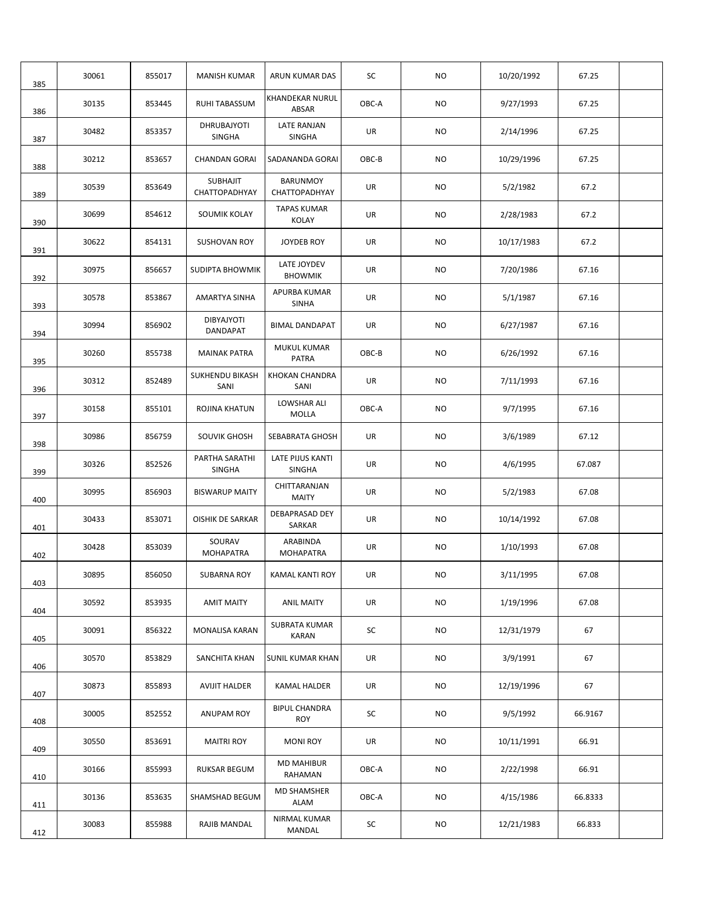| | | | | | | | | | |
|---|---|---|---|---|---|---|---|---|---|
| 385 | 30061 | 855017 | MANISH KUMAR | ARUN KUMAR DAS | SC | NO | 10/20/1992 | 67.25 | |
| 386 | 30135 | 853445 | RUHI TABASSUM | KHANDEKAR NURUL ABSAR | OBC-A | NO | 9/27/1993 | 67.25 | |
| 387 | 30482 | 853357 | DHRUBAJYOTI SINGHA | LATE RANJAN SINGHA | UR | NO | 2/14/1996 | 67.25 | |
| 388 | 30212 | 853657 | CHANDAN GORAI | SADANANDA GORAI | OBC-B | NO | 10/29/1996 | 67.25 | |
| 389 | 30539 | 853649 | SUBHAJIT CHATTOPADHYAY | BARUNMOY CHATTOPADHYAY | UR | NO | 5/2/1982 | 67.2 | |
| 390 | 30699 | 854612 | SOUMIK KOLAY | TAPAS KUMAR KOLAY | UR | NO | 2/28/1983 | 67.2 | |
| 391 | 30622 | 854131 | SUSHOVAN ROY | JOYDEB ROY | UR | NO | 10/17/1983 | 67.2 | |
| 392 | 30975 | 856657 | SUDIPTA BHOWMIK | LATE JOYDEV BHOWMIK | UR | NO | 7/20/1986 | 67.16 | |
| 393 | 30578 | 853867 | AMARTYA SINHA | APURBA KUMAR SINHA | UR | NO | 5/1/1987 | 67.16 | |
| 394 | 30994 | 856902 | DIBYAJYOTI DANDAPAT | BIMAL DANDAPAT | UR | NO | 6/27/1987 | 67.16 | |
| 395 | 30260 | 855738 | MAINAK PATRA | MUKUL KUMAR PATRA | OBC-B | NO | 6/26/1992 | 67.16 | |
| 396 | 30312 | 852489 | SUKHENDU BIKASH SANI | KHOKAN CHANDRA SANI | UR | NO | 7/11/1993 | 67.16 | |
| 397 | 30158 | 855101 | ROJINA KHATUN | LOWSHAR ALI MOLLA | OBC-A | NO | 9/7/1995 | 67.16 | |
| 398 | 30986 | 856759 | SOUVIK GHOSH | SEBABRATA GHOSH | UR | NO | 3/6/1989 | 67.12 | |
| 399 | 30326 | 852526 | PARTHA SARATHI SINGHA | LATE PIJUS KANTI SINGHA | UR | NO | 4/6/1995 | 67.087 | |
| 400 | 30995 | 856903 | BISWARUP MAITY | CHITTARANJAN MAITY | UR | NO | 5/2/1983 | 67.08 | |
| 401 | 30433 | 853071 | OISHIK DE SARKAR | DEBAPRASAD DEY SARKAR | UR | NO | 10/14/1992 | 67.08 | |
| 402 | 30428 | 853039 | SOURAV MOHAPATRA | ARABINDA MOHAPATRA | UR | NO | 1/10/1993 | 67.08 | |
| 403 | 30895 | 856050 | SUBARNA ROY | KAMAL KANTI ROY | UR | NO | 3/11/1995 | 67.08 | |
| 404 | 30592 | 853935 | AMIT MAITY | ANIL MAITY | UR | NO | 1/19/1996 | 67.08 | |
| 405 | 30091 | 856322 | MONALISA KARAN | SUBRATA KUMAR KARAN | SC | NO | 12/31/1979 | 67 | |
| 406 | 30570 | 853829 | SANCHITA KHAN | SUNIL KUMAR KHAN | UR | NO | 3/9/1991 | 67 | |
| 407 | 30873 | 855893 | AVIJIT HALDER | KAMAL HALDER | UR | NO | 12/19/1996 | 67 | |
| 408 | 30005 | 852552 | ANUPAM ROY | BIPUL CHANDRA ROY | SC | NO | 9/5/1992 | 66.9167 | |
| 409 | 30550 | 853691 | MAITRI ROY | MONI ROY | UR | NO | 10/11/1991 | 66.91 | |
| 410 | 30166 | 855993 | RUKSAR BEGUM | MD MAHIBUR RAHAMAN | OBC-A | NO | 2/22/1998 | 66.91 | |
| 411 | 30136 | 853635 | SHAMSHAD BEGUM | MD SHAMSHER ALAM | OBC-A | NO | 4/15/1986 | 66.8333 | |
| 412 | 30083 | 855988 | RAJIB MANDAL | NIRMAL KUMAR MANDAL | SC | NO | 12/21/1983 | 66.833 | |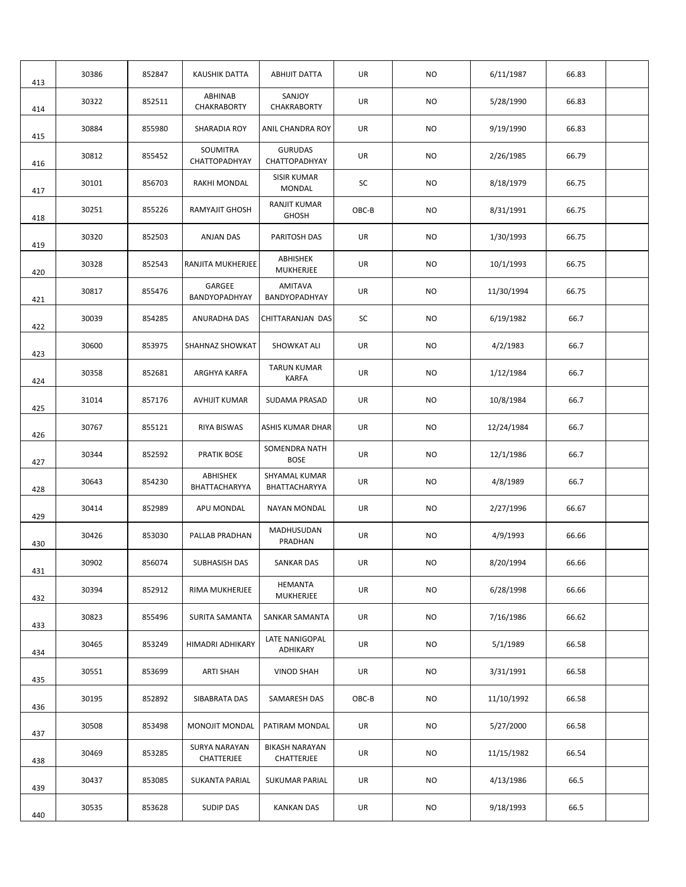| | | | | | | | | | |
|---|---|---|---|---|---|---|---|---|---|
| 413 | 30386 | 852847 | KAUSHIK DATTA | ABHIJIT DATTA | UR | NO | 6/11/1987 | 66.83 | |
| 414 | 30322 | 852511 | ABHINAB CHAKRABORTY | SANJOY CHAKRABORTY | UR | NO | 5/28/1990 | 66.83 | |
| 415 | 30884 | 855980 | SHARADIA ROY | ANIL CHANDRA ROY | UR | NO | 9/19/1990 | 66.83 | |
| 416 | 30812 | 855452 | SOUMITRA CHATTOPADHYAY | GURUDAS CHATTOPADHYAY | UR | NO | 2/26/1985 | 66.79 | |
| 417 | 30101 | 856703 | RAKHI MONDAL | SISIR KUMAR MONDAL | SC | NO | 8/18/1979 | 66.75 | |
| 418 | 30251 | 855226 | RAMYAJIT GHOSH | RANJIT KUMAR GHOSH | OBC-B | NO | 8/31/1991 | 66.75 | |
| 419 | 30320 | 852503 | ANJAN DAS | PARITOSH DAS | UR | NO | 1/30/1993 | 66.75 | |
| 420 | 30328 | 852543 | RANJITA MUKHERJEE | ABHISHEK MUKHERJEE | UR | NO | 10/1/1993 | 66.75 | |
| 421 | 30817 | 855476 | GARGEE BANDYOPADHYAY | AMITAVA BANDYOPADHYAY | UR | NO | 11/30/1994 | 66.75 | |
| 422 | 30039 | 854285 | ANURADHA DAS | CHITTARANJAN DAS | SC | NO | 6/19/1982 | 66.7 | |
| 423 | 30600 | 853975 | SHAHNAZ SHOWKAT | SHOWKAT ALI | UR | NO | 4/2/1983 | 66.7 | |
| 424 | 30358 | 852681 | ARGHYA KARFA | TARUN KUMAR KARFA | UR | NO | 1/12/1984 | 66.7 | |
| 425 | 31014 | 857176 | AVHIJIT KUMAR | SUDAMA PRASAD | UR | NO | 10/8/1984 | 66.7 | |
| 426 | 30767 | 855121 | RIYA BISWAS | ASHIS KUMAR DHAR | UR | NO | 12/24/1984 | 66.7 | |
| 427 | 30344 | 852592 | PRATIK BOSE | SOMENDRA NATH BOSE | UR | NO | 12/1/1986 | 66.7 | |
| 428 | 30643 | 854230 | ABHISHEK BHATTACHARYYA | SHYAMAL KUMAR BHATTACHARYYA | UR | NO | 4/8/1989 | 66.7 | |
| 429 | 30414 | 852989 | APU MONDAL | NAYAN MONDAL | UR | NO | 2/27/1996 | 66.67 | |
| 430 | 30426 | 853030 | PALLAB PRADHAN | MADHUSUDAN PRADHAN | UR | NO | 4/9/1993 | 66.66 | |
| 431 | 30902 | 856074 | SUBHASISH DAS | SANKAR DAS | UR | NO | 8/20/1994 | 66.66 | |
| 432 | 30394 | 852912 | RIMA MUKHERJEE | HEMANTA MUKHERJEE | UR | NO | 6/28/1998 | 66.66 | |
| 433 | 30823 | 855496 | SURITA SAMANTA | SANKAR SAMANTA | UR | NO | 7/16/1986 | 66.62 | |
| 434 | 30465 | 853249 | HIMADRI ADHIKARY | LATE NANIGOPAL ADHIKARY | UR | NO | 5/1/1989 | 66.58 | |
| 435 | 30551 | 853699 | ARTI SHAH | VINOD SHAH | UR | NO | 3/31/1991 | 66.58 | |
| 436 | 30195 | 852892 | SIBABRATA DAS | SAMARESH DAS | OBC-B | NO | 11/10/1992 | 66.58 | |
| 437 | 30508 | 853498 | MONOJIT MONDAL | PATIRAM MONDAL | UR | NO | 5/27/2000 | 66.58 | |
| 438 | 30469 | 853285 | SURYA NARAYAN CHATTERJEE | BIKASH NARAYAN CHATTERJEE | UR | NO | 11/15/1982 | 66.54 | |
| 439 | 30437 | 853085 | SUKANTA PARIAL | SUKUMAR PARIAL | UR | NO | 4/13/1986 | 66.5 | |
| 440 | 30535 | 853628 | SUDIP DAS | KANKAN DAS | UR | NO | 9/18/1993 | 66.5 | |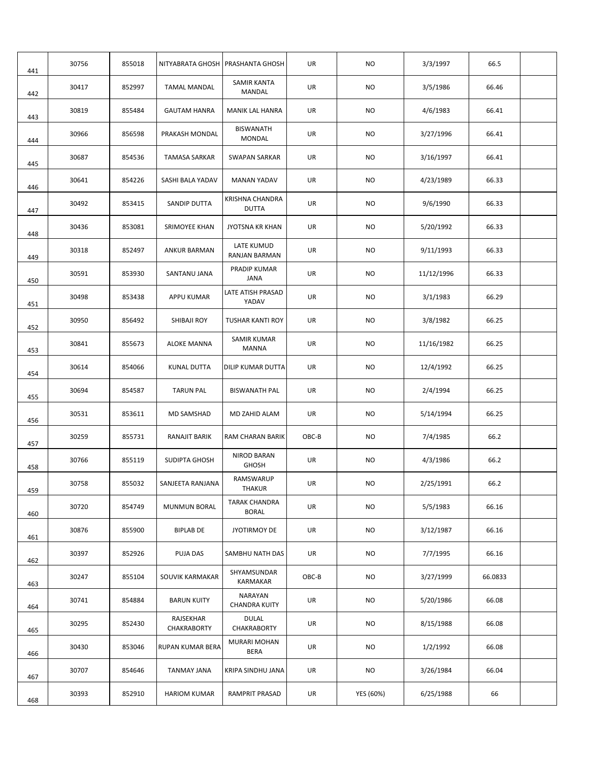|  |  |  |  |  |  |  |  |  |  |
|---|---|---|---|---|---|---|---|---|---|
| 441 | 30756 | 855018 | NITYABRATA GHOSH | PRASHANTA GHOSH | UR | NO | 3/3/1997 | 66.5 |  |
| 442 | 30417 | 852997 | TAMAL MANDAL | SAMIR KANTA MANDAL | UR | NO | 3/5/1986 | 66.46 |  |
| 443 | 30819 | 855484 | GAUTAM HANRA | MANIK LAL HANRA | UR | NO | 4/6/1983 | 66.41 |  |
| 444 | 30966 | 856598 | PRAKASH MONDAL | BISWANATH MONDAL | UR | NO | 3/27/1996 | 66.41 |  |
| 445 | 30687 | 854536 | TAMASA SARKAR | SWAPAN SARKAR | UR | NO | 3/16/1997 | 66.41 |  |
| 446 | 30641 | 854226 | SASHI BALA YADAV | MANAN YADAV | UR | NO | 4/23/1989 | 66.33 |  |
| 447 | 30492 | 853415 | SANDIP DUTTA | KRISHNA CHANDRA DUTTA | UR | NO | 9/6/1990 | 66.33 |  |
| 448 | 30436 | 853081 | SRIMOYEE KHAN | JYOTSNA KR KHAN | UR | NO | 5/20/1992 | 66.33 |  |
| 449 | 30318 | 852497 | ANKUR BARMAN | LATE KUMUD RANJAN BARMAN | UR | NO | 9/11/1993 | 66.33 |  |
| 450 | 30591 | 853930 | SANTANU JANA | PRADIP KUMAR JANA | UR | NO | 11/12/1996 | 66.33 |  |
| 451 | 30498 | 853438 | APPU KUMAR | LATE ATISH PRASAD YADAV | UR | NO | 3/1/1983 | 66.29 |  |
| 452 | 30950 | 856492 | SHIBAJI ROY | TUSHAR KANTI ROY | UR | NO | 3/8/1982 | 66.25 |  |
| 453 | 30841 | 855673 | ALOKE MANNA | SAMIR KUMAR MANNA | UR | NO | 11/16/1982 | 66.25 |  |
| 454 | 30614 | 854066 | KUNAL DUTTA | DILIP KUMAR DUTTA | UR | NO | 12/4/1992 | 66.25 |  |
| 455 | 30694 | 854587 | TARUN PAL | BISWANATH PAL | UR | NO | 2/4/1994 | 66.25 |  |
| 456 | 30531 | 853611 | MD SAMSHAD | MD ZAHID ALAM | UR | NO | 5/14/1994 | 66.25 |  |
| 457 | 30259 | 855731 | RANAJIT BARIK | RAM CHARAN BARIK | OBC-B | NO | 7/4/1985 | 66.2 |  |
| 458 | 30766 | 855119 | SUDIPTA GHOSH | NIROD BARAN GHOSH | UR | NO | 4/3/1986 | 66.2 |  |
| 459 | 30758 | 855032 | SANJEETA RANJANA | RAMSWARUP THAKUR | UR | NO | 2/25/1991 | 66.2 |  |
| 460 | 30720 | 854749 | MUNMUN BORAL | TARAK CHANDRA BORAL | UR | NO | 5/5/1983 | 66.16 |  |
| 461 | 30876 | 855900 | BIPLAB DE | JYOTIRMOY DE | UR | NO | 3/12/1987 | 66.16 |  |
| 462 | 30397 | 852926 | PUJA DAS | SAMBHU NATH DAS | UR | NO | 7/7/1995 | 66.16 |  |
| 463 | 30247 | 855104 | SOUVIK KARMAKAR | SHYAMSUNDAR KARMAKAR | OBC-B | NO | 3/27/1999 | 66.0833 |  |
| 464 | 30741 | 854884 | BARUN KUITY | NARAYAN CHANDRA KUITY | UR | NO | 5/20/1986 | 66.08 |  |
| 465 | 30295 | 852430 | RAJSEKHAR CHAKRABORTY | DULAL CHAKRABORTY | UR | NO | 8/15/1988 | 66.08 |  |
| 466 | 30430 | 853046 | RUPAN KUMAR BERA | MURARI MOHAN BERA | UR | NO | 1/2/1992 | 66.08 |  |
| 467 | 30707 | 854646 | TANMAY JANA | KRIPA SINDHU JANA | UR | NO | 3/26/1984 | 66.04 |  |
| 468 | 30393 | 852910 | HARIOM KUMAR | RAMPRIT PRASAD | UR | YES (60%) | 6/25/1988 | 66 |  |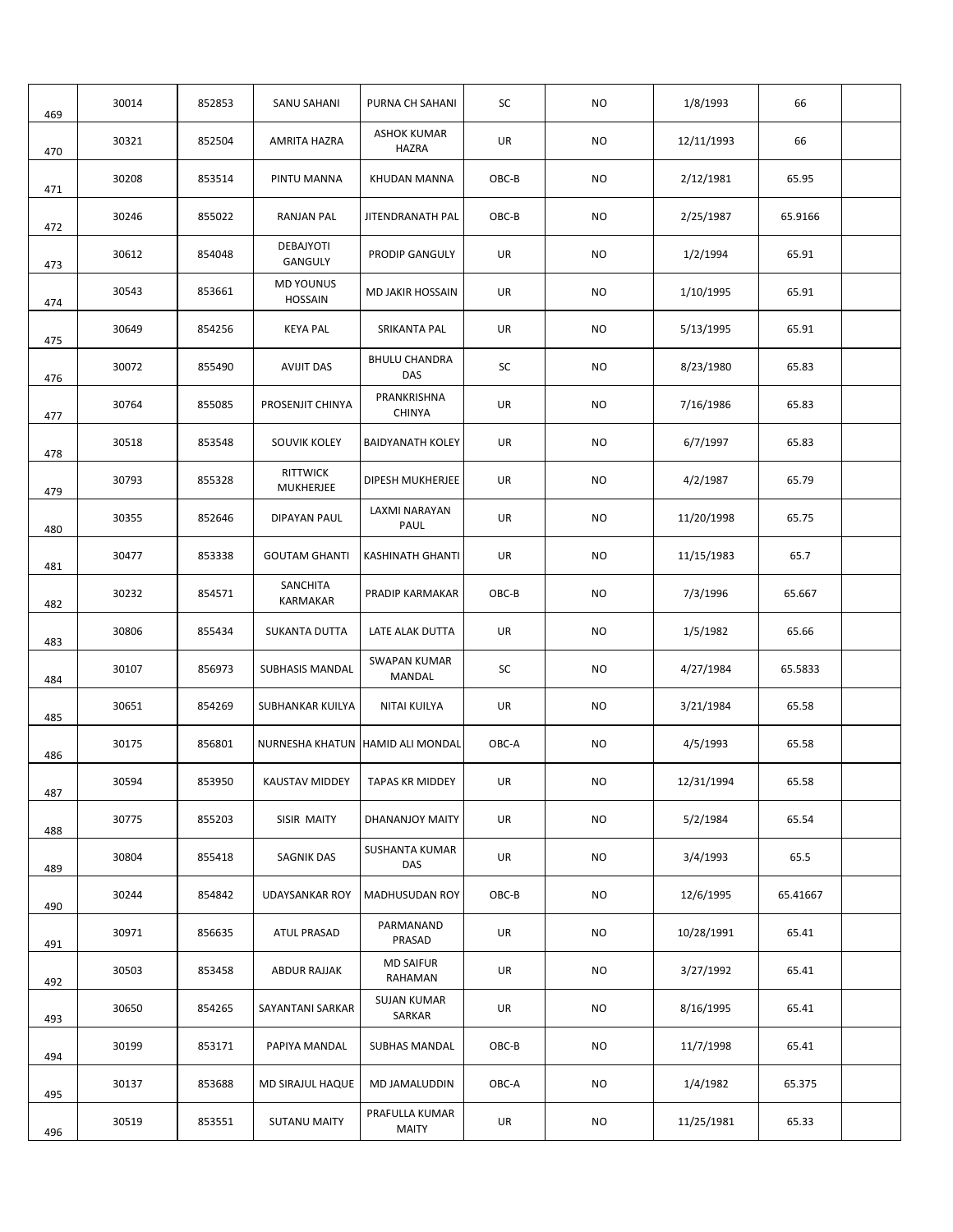| | | | | | | | | | |
|---|---|---|---|---|---|---|---|---|---|
| 469 | 30014 | 852853 | SANU SAHANI | PURNA CH SAHANI | SC | NO | 1/8/1993 | 66 | |
| 470 | 30321 | 852504 | AMRITA HAZRA | ASHOK KUMAR HAZRA | UR | NO | 12/11/1993 | 66 | |
| 471 | 30208 | 853514 | PINTU MANNA | KHUDAN MANNA | OBC-B | NO | 2/12/1981 | 65.95 | |
| 472 | 30246 | 855022 | RANJAN PAL | JITENDRANATH PAL | OBC-B | NO | 2/25/1987 | 65.9166 | |
| 473 | 30612 | 854048 | DEBAJYOTI GANGULY | PRODIP GANGULY | UR | NO | 1/2/1994 | 65.91 | |
| 474 | 30543 | 853661 | MD YOUNUS HOSSAIN | MD JAKIR HOSSAIN | UR | NO | 1/10/1995 | 65.91 | |
| 475 | 30649 | 854256 | KEYA PAL | SRIKANTA PAL | UR | NO | 5/13/1995 | 65.91 | |
| 476 | 30072 | 855490 | AVIJIT DAS | BHULU CHANDRA DAS | SC | NO | 8/23/1980 | 65.83 | |
| 477 | 30764 | 855085 | PROSENJIT CHINYA | PRANKRISHNA CHINYA | UR | NO | 7/16/1986 | 65.83 | |
| 478 | 30518 | 853548 | SOUVIK KOLEY | BAIDYANATH KOLEY | UR | NO | 6/7/1997 | 65.83 | |
| 479 | 30793 | 855328 | RITTWICK MUKHERJEE | DIPESH MUKHERJEE | UR | NO | 4/2/1987 | 65.79 | |
| 480 | 30355 | 852646 | DIPAYAN PAUL | LAXMI NARAYAN PAUL | UR | NO | 11/20/1998 | 65.75 | |
| 481 | 30477 | 853338 | GOUTAM GHANTI | KASHINATH GHANTI | UR | NO | 11/15/1983 | 65.7 | |
| 482 | 30232 | 854571 | SANCHITA KARMAKAR | PRADIP KARMAKAR | OBC-B | NO | 7/3/1996 | 65.667 | |
| 483 | 30806 | 855434 | SUKANTA DUTTA | LATE ALAK DUTTA | UR | NO | 1/5/1982 | 65.66 | |
| 484 | 30107 | 856973 | SUBHASIS MANDAL | SWAPAN KUMAR MANDAL | SC | NO | 4/27/1984 | 65.5833 | |
| 485 | 30651 | 854269 | SUBHANKAR KUILYA | NITAI KUILYA | UR | NO | 3/21/1984 | 65.58 | |
| 486 | 30175 | 856801 | NURNESHA KHATUN | HAMID ALI MONDAL | OBC-A | NO | 4/5/1993 | 65.58 | |
| 487 | 30594 | 853950 | KAUSTAV MIDDEY | TAPAS KR MIDDEY | UR | NO | 12/31/1994 | 65.58 | |
| 488 | 30775 | 855203 | SISIR MAITY | DHANANJOY MAITY | UR | NO | 5/2/1984 | 65.54 | |
| 489 | 30804 | 855418 | SAGNIK DAS | SUSHANTA KUMAR DAS | UR | NO | 3/4/1993 | 65.5 | |
| 490 | 30244 | 854842 | UDAYSANKAR ROY | MADHUSUDAN ROY | OBC-B | NO | 12/6/1995 | 65.41667 | |
| 491 | 30971 | 856635 | ATUL PRASAD | PARMANAND PRASAD | UR | NO | 10/28/1991 | 65.41 | |
| 492 | 30503 | 853458 | ABDUR RAJJAK | MD SAIFUR RAHAMAN | UR | NO | 3/27/1992 | 65.41 | |
| 493 | 30650 | 854265 | SAYANTANI SARKAR | SUJAN KUMAR SARKAR | UR | NO | 8/16/1995 | 65.41 | |
| 494 | 30199 | 853171 | PAPIYA MANDAL | SUBHAS MANDAL | OBC-B | NO | 11/7/1998 | 65.41 | |
| 495 | 30137 | 853688 | MD SIRAJUL HAQUE | MD JAMALUDDIN | OBC-A | NO | 1/4/1982 | 65.375 | |
| 496 | 30519 | 853551 | SUTANU MAITY | PRAFULLA KUMAR MAITY | UR | NO | 11/25/1981 | 65.33 | |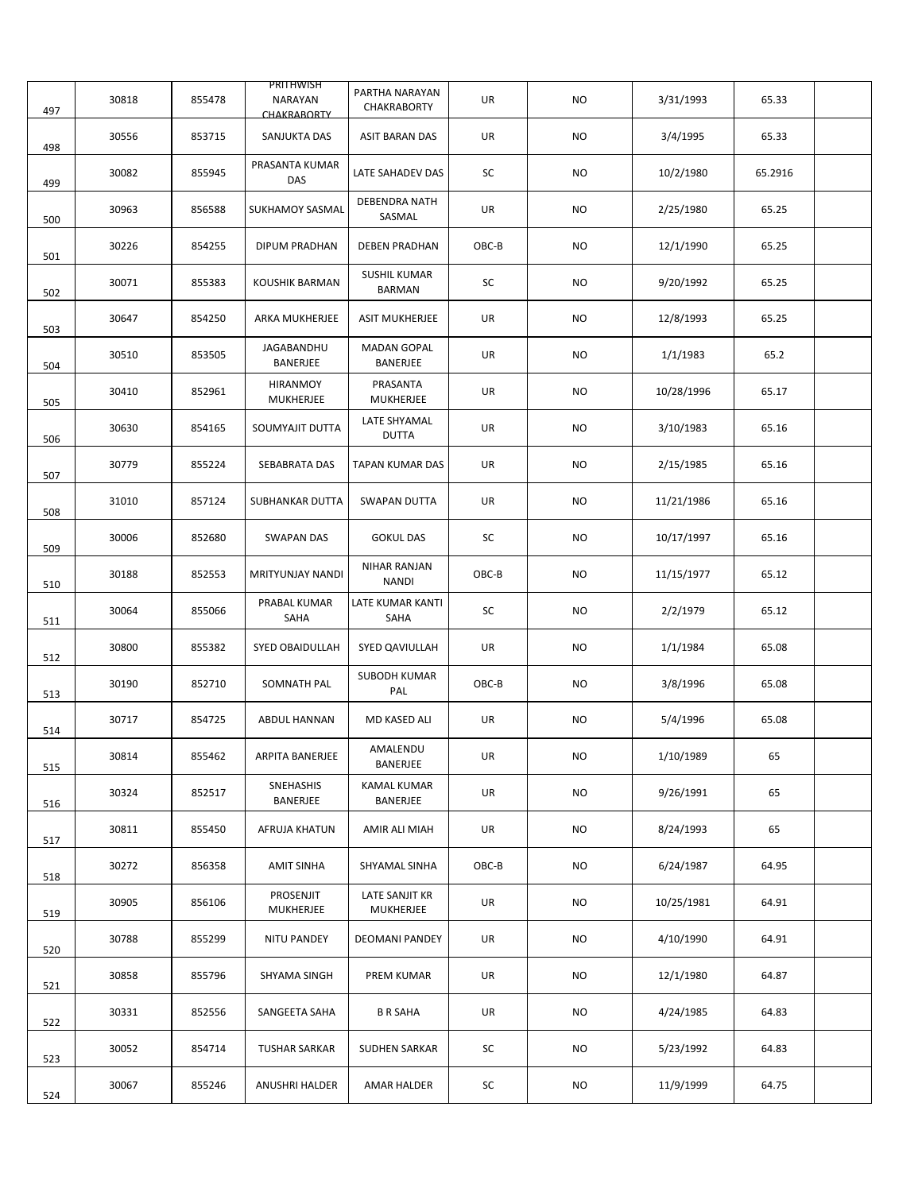| | | | | | | | | | |
|---|---|---|---|---|---|---|---|---|---|
| 497 | 30818 | 855478 | PRITHWISH NARAYAN CHAKRABORTY | PARTHA NARAYAN CHAKRABORTY | UR | NO | 3/31/1993 | 65.33 | |
| 498 | 30556 | 853715 | SANJUKTA DAS | ASIT BARAN DAS | UR | NO | 3/4/1995 | 65.33 | |
| 499 | 30082 | 855945 | PRASANTA KUMAR DAS | LATE SAHADEV DAS | SC | NO | 10/2/1980 | 65.2916 | |
| 500 | 30963 | 856588 | SUKHAMOY SASMAL | DEBENDRA NATH SASMAL | UR | NO | 2/25/1980 | 65.25 | |
| 501 | 30226 | 854255 | DIPUM PRADHAN | DEBEN PRADHAN | OBC-B | NO | 12/1/1990 | 65.25 | |
| 502 | 30071 | 855383 | KOUSHIK BARMAN | SUSHIL KUMAR BARMAN | SC | NO | 9/20/1992 | 65.25 | |
| 503 | 30647 | 854250 | ARKA MUKHERJEE | ASIT MUKHERJEE | UR | NO | 12/8/1993 | 65.25 | |
| 504 | 30510 | 853505 | JAGABANDHU BANERJEE | MADAN GOPAL BANERJEE | UR | NO | 1/1/1983 | 65.2 | |
| 505 | 30410 | 852961 | HIRANMOY MUKHERJEE | PRASANTA MUKHERJEE | UR | NO | 10/28/1996 | 65.17 | |
| 506 | 30630 | 854165 | SOUMYAJIT DUTTA | LATE SHYAMAL DUTTA | UR | NO | 3/10/1983 | 65.16 | |
| 507 | 30779 | 855224 | SEBABRATA DAS | TAPAN KUMAR DAS | UR | NO | 2/15/1985 | 65.16 | |
| 508 | 31010 | 857124 | SUBHANKAR DUTTA | SWAPAN DUTTA | UR | NO | 11/21/1986 | 65.16 | |
| 509 | 30006 | 852680 | SWAPAN DAS | GOKUL DAS | SC | NO | 10/17/1997 | 65.16 | |
| 510 | 30188 | 852553 | MRITYUNJAY NANDI | NIHAR RANJAN NANDI | OBC-B | NO | 11/15/1977 | 65.12 | |
| 511 | 30064 | 855066 | PRABAL KUMAR SAHA | LATE KUMAR KANTI SAHA | SC | NO | 2/2/1979 | 65.12 | |
| 512 | 30800 | 855382 | SYED OBAIDULLAH | SYED QAVIULLAH | UR | NO | 1/1/1984 | 65.08 | |
| 513 | 30190 | 852710 | SOMNATH PAL | SUBODH KUMAR PAL | OBC-B | NO | 3/8/1996 | 65.08 | |
| 514 | 30717 | 854725 | ABDUL HANNAN | MD KASED ALI | UR | NO | 5/4/1996 | 65.08 | |
| 515 | 30814 | 855462 | ARPITA BANERJEE | AMALENDU BANERJEE | UR | NO | 1/10/1989 | 65 | |
| 516 | 30324 | 852517 | SNEHASHIS BANERJEE | KAMAL KUMAR BANERJEE | UR | NO | 9/26/1991 | 65 | |
| 517 | 30811 | 855450 | AFRUJA KHATUN | AMIR ALI MIAH | UR | NO | 8/24/1993 | 65 | |
| 518 | 30272 | 856358 | AMIT SINHA | SHYAMAL SINHA | OBC-B | NO | 6/24/1987 | 64.95 | |
| 519 | 30905 | 856106 | PROSENJIT MUKHERJEE | LATE SANJIT KR MUKHERJEE | UR | NO | 10/25/1981 | 64.91 | |
| 520 | 30788 | 855299 | NITU PANDEY | DEOMANI PANDEY | UR | NO | 4/10/1990 | 64.91 | |
| 521 | 30858 | 855796 | SHYAMA SINGH | PREM KUMAR | UR | NO | 12/1/1980 | 64.87 | |
| 522 | 30331 | 852556 | SANGEETA SAHA | B R SAHA | UR | NO | 4/24/1985 | 64.83 | |
| 523 | 30052 | 854714 | TUSHAR SARKAR | SUDHEN SARKAR | SC | NO | 5/23/1992 | 64.83 | |
| 524 | 30067 | 855246 | ANUSHRI HALDER | AMAR HALDER | SC | NO | 11/9/1999 | 64.75 | |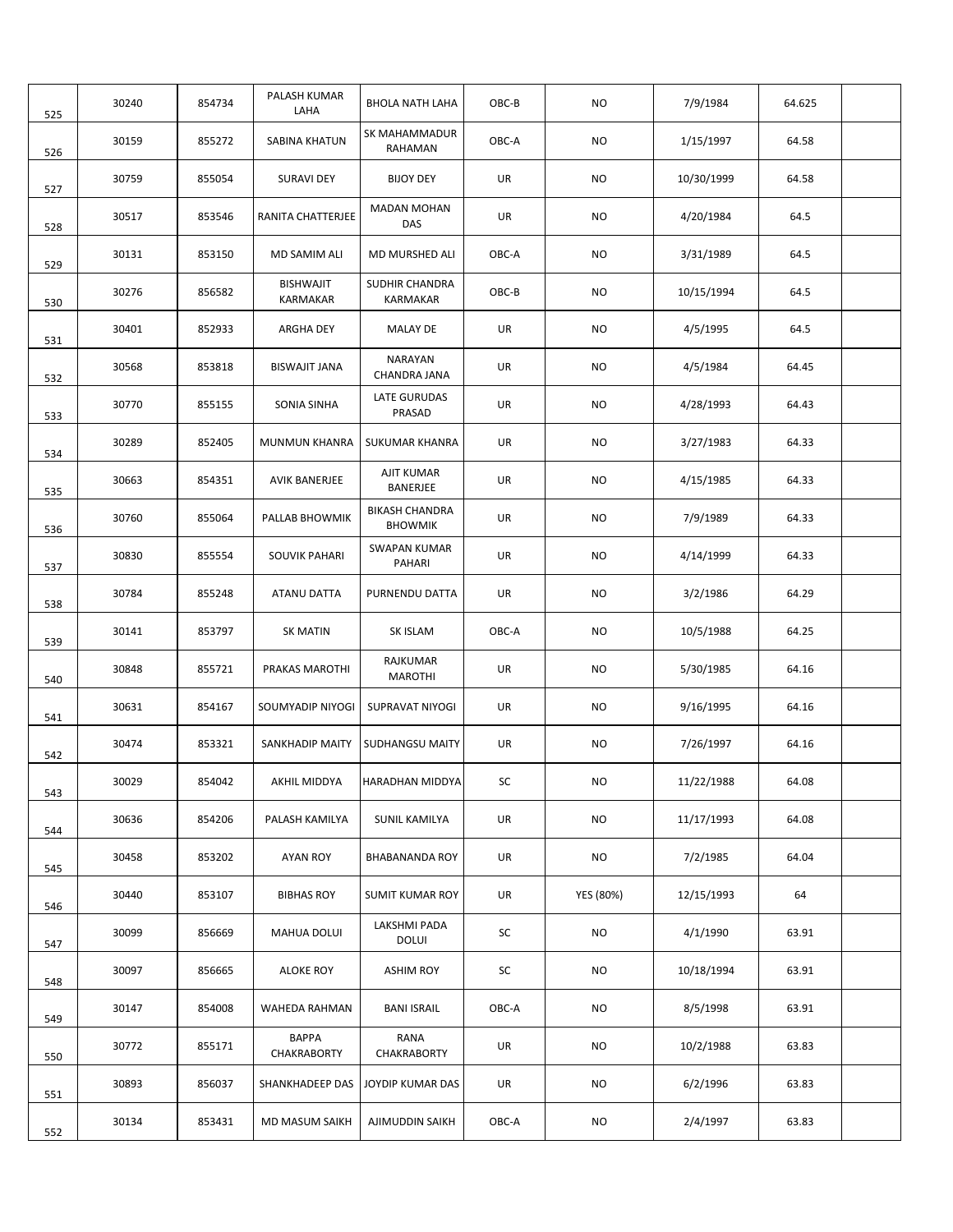|  |  |  |  |  |  |  |  |  |  |
|---|---|---|---|---|---|---|---|---|---|
| 525 | 30240 | 854734 | PALASH KUMAR LAHA | BHOLA NATH LAHA | OBC-B | NO | 7/9/1984 | 64.625 |  |
| 526 | 30159 | 855272 | SABINA KHATUN | SK MAHAMMADUR RAHAMAN | OBC-A | NO | 1/15/1997 | 64.58 |  |
| 527 | 30759 | 855054 | SURAVI DEY | BIJOY DEY | UR | NO | 10/30/1999 | 64.58 |  |
| 528 | 30517 | 853546 | RANITA CHATTERJEE | MADAN MOHAN DAS | UR | NO | 4/20/1984 | 64.5 |  |
| 529 | 30131 | 853150 | MD SAMIM ALI | MD MURSHED ALI | OBC-A | NO | 3/31/1989 | 64.5 |  |
| 530 | 30276 | 856582 | BISHWAJIT KARMAKAR | SUDHIR CHANDRA KARMAKAR | OBC-B | NO | 10/15/1994 | 64.5 |  |
| 531 | 30401 | 852933 | ARGHA DEY | MALAY DE | UR | NO | 4/5/1995 | 64.5 |  |
| 532 | 30568 | 853818 | BISWAJIT JANA | NARAYAN CHANDRA JANA | UR | NO | 4/5/1984 | 64.45 |  |
| 533 | 30770 | 855155 | SONIA SINHA | LATE GURUDAS PRASAD | UR | NO | 4/28/1993 | 64.43 |  |
| 534 | 30289 | 852405 | MUNMUN KHANRA | SUKUMAR KHANRA | UR | NO | 3/27/1983 | 64.33 |  |
| 535 | 30663 | 854351 | AVIK BANERJEE | AJIT KUMAR BANERJEE | UR | NO | 4/15/1985 | 64.33 |  |
| 536 | 30760 | 855064 | PALLAB BHOWMIK | BIKASH CHANDRA BHOWMIK | UR | NO | 7/9/1989 | 64.33 |  |
| 537 | 30830 | 855554 | SOUVIK PAHARI | SWAPAN KUMAR PAHARI | UR | NO | 4/14/1999 | 64.33 |  |
| 538 | 30784 | 855248 | ATANU DATTA | PURNENDU DATTA | UR | NO | 3/2/1986 | 64.29 |  |
| 539 | 30141 | 853797 | SK MATIN | SK ISLAM | OBC-A | NO | 10/5/1988 | 64.25 |  |
| 540 | 30848 | 855721 | PRAKAS MAROTHI | RAJKUMAR MAROTHI | UR | NO | 5/30/1985 | 64.16 |  |
| 541 | 30631 | 854167 | SOUMYADIP NIYOGI | SUPRAVAT NIYOGI | UR | NO | 9/16/1995 | 64.16 |  |
| 542 | 30474 | 853321 | SANKHADIP MAITY | SUDHANGSU MAITY | UR | NO | 7/26/1997 | 64.16 |  |
| 543 | 30029 | 854042 | AKHIL MIDDYA | HARADHAN MIDDYA | SC | NO | 11/22/1988 | 64.08 |  |
| 544 | 30636 | 854206 | PALASH KAMILYA | SUNIL KAMILYA | UR | NO | 11/17/1993 | 64.08 |  |
| 545 | 30458 | 853202 | AYAN ROY | BHABANANDA ROY | UR | NO | 7/2/1985 | 64.04 |  |
| 546 | 30440 | 853107 | BIBHAS ROY | SUMIT KUMAR ROY | UR | YES (80%) | 12/15/1993 | 64 |  |
| 547 | 30099 | 856669 | MAHUA DOLUI | LAKSHMI PADA DOLUI | SC | NO | 4/1/1990 | 63.91 |  |
| 548 | 30097 | 856665 | ALOKE ROY | ASHIM ROY | SC | NO | 10/18/1994 | 63.91 |  |
| 549 | 30147 | 854008 | WAHEDA RAHMAN | BANI ISRAIL | OBC-A | NO | 8/5/1998 | 63.91 |  |
| 550 | 30772 | 855171 | BAPPA CHAKRABORTY | RANA CHAKRABORTY | UR | NO | 10/2/1988 | 63.83 |  |
| 551 | 30893 | 856037 | SHANKHADEEP DAS | JOYDIP KUMAR DAS | UR | NO | 6/2/1996 | 63.83 |  |
| 552 | 30134 | 853431 | MD MASUM SAIKH | AJIMUDDIN SAIKH | OBC-A | NO | 2/4/1997 | 63.83 |  |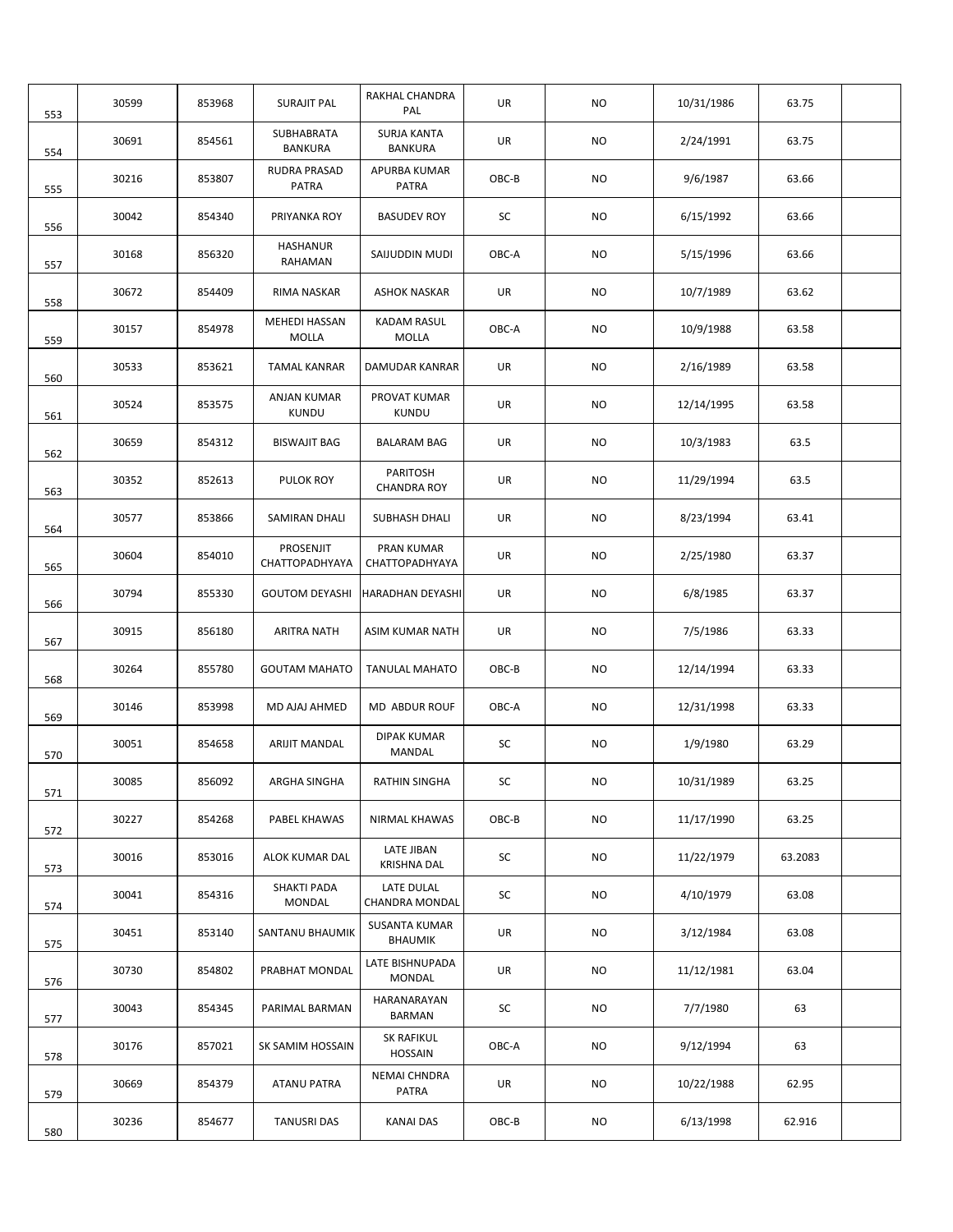| | | | | | | | | | |
|---|---|---|---|---|---|---|---|---|---|
| 553 | 30599 | 853968 | SURAJIT PAL | RAKHAL CHANDRA PAL | UR | NO | 10/31/1986 | 63.75 | |
| 554 | 30691 | 854561 | SUBHABRATA BANKURA | SURJA KANTA BANKURA | UR | NO | 2/24/1991 | 63.75 | |
| 555 | 30216 | 853807 | RUDRA PRASAD PATRA | APURBA KUMAR PATRA | OBC-B | NO | 9/6/1987 | 63.66 | |
| 556 | 30042 | 854340 | PRIYANKA ROY | BASUDEV ROY | SC | NO | 6/15/1992 | 63.66 | |
| 557 | 30168 | 856320 | HASHANUR RAHAMAN | SAIJUDDIN MUDI | OBC-A | NO | 5/15/1996 | 63.66 | |
| 558 | 30672 | 854409 | RIMA NASKAR | ASHOK NASKAR | UR | NO | 10/7/1989 | 63.62 | |
| 559 | 30157 | 854978 | MEHEDI HASSAN MOLLA | KADAM RASUL MOLLA | OBC-A | NO | 10/9/1988 | 63.58 | |
| 560 | 30533 | 853621 | TAMAL KANRAR | DAMUDAR KANRAR | UR | NO | 2/16/1989 | 63.58 | |
| 561 | 30524 | 853575 | ANJAN KUMAR KUNDU | PROVAT KUMAR KUNDU | UR | NO | 12/14/1995 | 63.58 | |
| 562 | 30659 | 854312 | BISWAJIT BAG | BALARAM BAG | UR | NO | 10/3/1983 | 63.5 | |
| 563 | 30352 | 852613 | PULOK ROY | PARITOSH CHANDRA ROY | UR | NO | 11/29/1994 | 63.5 | |
| 564 | 30577 | 853866 | SAMIRAN DHALI | SUBHASH DHALI | UR | NO | 8/23/1994 | 63.41 | |
| 565 | 30604 | 854010 | PROSENJIT CHATTOPADHYAYA | PRAN KUMAR CHATTOPADHYAYA | UR | NO | 2/25/1980 | 63.37 | |
| 566 | 30794 | 855330 | GOUTOM DEYASHI | HARADHAN DEYASHI | UR | NO | 6/8/1985 | 63.37 | |
| 567 | 30915 | 856180 | ARITRA NATH | ASIM KUMAR NATH | UR | NO | 7/5/1986 | 63.33 | |
| 568 | 30264 | 855780 | GOUTAM MAHATO | TANULAL MAHATO | OBC-B | NO | 12/14/1994 | 63.33 | |
| 569 | 30146 | 853998 | MD AJAJ AHMED | MD ABDUR ROUF | OBC-A | NO | 12/31/1998 | 63.33 | |
| 570 | 30051 | 854658 | ARIJIT MANDAL | DIPAK KUMAR MANDAL | SC | NO | 1/9/1980 | 63.29 | |
| 571 | 30085 | 856092 | ARGHA SINGHA | RATHIN SINGHA | SC | NO | 10/31/1989 | 63.25 | |
| 572 | 30227 | 854268 | PABEL KHAWAS | NIRMAL KHAWAS | OBC-B | NO | 11/17/1990 | 63.25 | |
| 573 | 30016 | 853016 | ALOK KUMAR DAL | LATE JIBAN KRISHNA DAL | SC | NO | 11/22/1979 | 63.2083 | |
| 574 | 30041 | 854316 | SHAKTI PADA MONDAL | LATE DULAL CHANDRA MONDAL | SC | NO | 4/10/1979 | 63.08 | |
| 575 | 30451 | 853140 | SANTANU BHAUMIK | SUSANTA KUMAR BHAUMIK | UR | NO | 3/12/1984 | 63.08 | |
| 576 | 30730 | 854802 | PRABHAT MONDAL | LATE BISHNUPADA MONDAL | UR | NO | 11/12/1981 | 63.04 | |
| 577 | 30043 | 854345 | PARIMAL BARMAN | HARANARAYAN BARMAN | SC | NO | 7/7/1980 | 63 | |
| 578 | 30176 | 857021 | SK SAMIM HOSSAIN | SK RAFIKUL HOSSAIN | OBC-A | NO | 9/12/1994 | 63 | |
| 579 | 30669 | 854379 | ATANU PATRA | NEMAI CHNDRA PATRA | UR | NO | 10/22/1988 | 62.95 | |
| 580 | 30236 | 854677 | TANUSRI DAS | KANAI DAS | OBC-B | NO | 6/13/1998 | 62.916 | |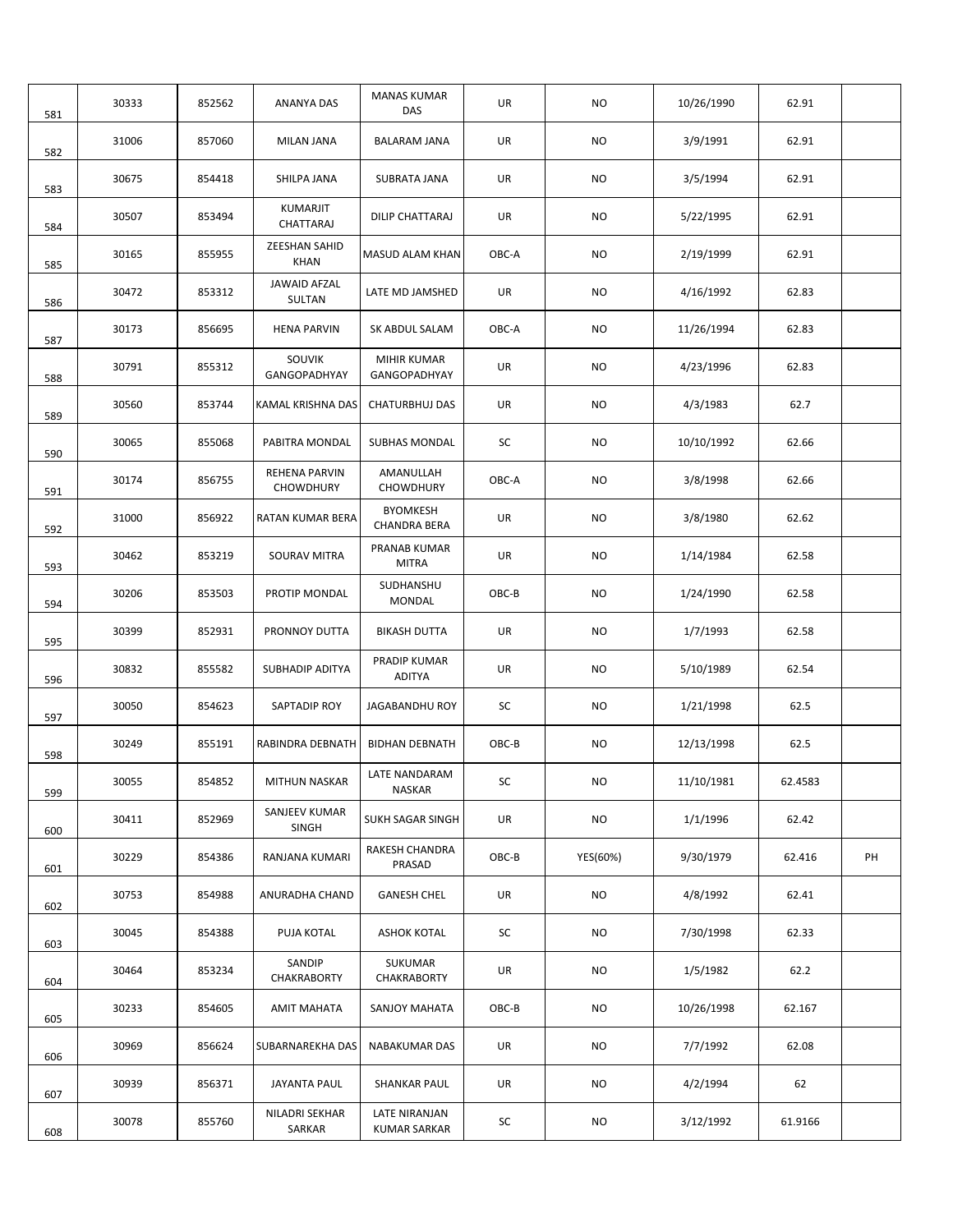| | | | | | | | | | |
|---|---|---|---|---|---|---|---|---|---|
| 581 | 30333 | 852562 | ANANYA DAS | MANAS KUMAR DAS | UR | NO | 10/26/1990 | 62.91 | |
| 582 | 31006 | 857060 | MILAN JANA | BALARAM JANA | UR | NO | 3/9/1991 | 62.91 | |
| 583 | 30675 | 854418 | SHILPA JANA | SUBRATA JANA | UR | NO | 3/5/1994 | 62.91 | |
| 584 | 30507 | 853494 | KUMARJIT CHATTARAJ | DILIP CHATTARAJ | UR | NO | 5/22/1995 | 62.91 | |
| 585 | 30165 | 855955 | ZEESHAN SAHID KHAN | MASUD ALAM KHAN | OBC-A | NO | 2/19/1999 | 62.91 | |
| 586 | 30472 | 853312 | JAWAID AFZAL SULTAN | LATE MD JAMSHED | UR | NO | 4/16/1992 | 62.83 | |
| 587 | 30173 | 856695 | HENA PARVIN | SK ABDUL SALAM | OBC-A | NO | 11/26/1994 | 62.83 | |
| 588 | 30791 | 855312 | SOUVIK GANGOPADHYAY | MIHIR KUMAR GANGOPADHYAY | UR | NO | 4/23/1996 | 62.83 | |
| 589 | 30560 | 853744 | KAMAL KRISHNA DAS | CHATURBHUJ DAS | UR | NO | 4/3/1983 | 62.7 | |
| 590 | 30065 | 855068 | PABITRA MONDAL | SUBHAS MONDAL | SC | NO | 10/10/1992 | 62.66 | |
| 591 | 30174 | 856755 | REHENA PARVIN CHOWDHURY | AMANULLAH CHOWDHURY | OBC-A | NO | 3/8/1998 | 62.66 | |
| 592 | 31000 | 856922 | RATAN KUMAR BERA | BYOMKESH CHANDRA BERA | UR | NO | 3/8/1980 | 62.62 | |
| 593 | 30462 | 853219 | SOURAV MITRA | PRANAB KUMAR MITRA | UR | NO | 1/14/1984 | 62.58 | |
| 594 | 30206 | 853503 | PROTIP MONDAL | SUDHANSHU MONDAL | OBC-B | NO | 1/24/1990 | 62.58 | |
| 595 | 30399 | 852931 | PRONNOY DUTTA | BIKASH DUTTA | UR | NO | 1/7/1993 | 62.58 | |
| 596 | 30832 | 855582 | SUBHADIP ADITYA | PRADIP KUMAR ADITYA | UR | NO | 5/10/1989 | 62.54 | |
| 597 | 30050 | 854623 | SAPTADIP ROY | JAGABANDHU ROY | SC | NO | 1/21/1998 | 62.5 | |
| 598 | 30249 | 855191 | RABINDRA DEBNATH | BIDHAN DEBNATH | OBC-B | NO | 12/13/1998 | 62.5 | |
| 599 | 30055 | 854852 | MITHUN NASKAR | LATE NANDARAM NASKAR | SC | NO | 11/10/1981 | 62.4583 | |
| 600 | 30411 | 852969 | SANJEEV KUMAR SINGH | SUKH SAGAR SINGH | UR | NO | 1/1/1996 | 62.42 | |
| 601 | 30229 | 854386 | RANJANA KUMARI | RAKESH CHANDRA PRASAD | OBC-B | YES(60%) | 9/30/1979 | 62.416 | PH |
| 602 | 30753 | 854988 | ANURADHA CHAND | GANESH CHEL | UR | NO | 4/8/1992 | 62.41 | |
| 603 | 30045 | 854388 | PUJA KOTAL | ASHOK KOTAL | SC | NO | 7/30/1998 | 62.33 | |
| 604 | 30464 | 853234 | SANDIP CHAKRABORTY | SUKUMAR CHAKRABORTY | UR | NO | 1/5/1982 | 62.2 | |
| 605 | 30233 | 854605 | AMIT MAHATA | SANJOY MAHATA | OBC-B | NO | 10/26/1998 | 62.167 | |
| 606 | 30969 | 856624 | SUBARNAREKHA DAS | NABAKUMAR DAS | UR | NO | 7/7/1992 | 62.08 | |
| 607 | 30939 | 856371 | JAYANTA PAUL | SHANKAR PAUL | UR | NO | 4/2/1994 | 62 | |
| 608 | 30078 | 855760 | NILADRI SEKHAR SARKAR | LATE NIRANJAN KUMAR SARKAR | SC | NO | 3/12/1992 | 61.9166 | |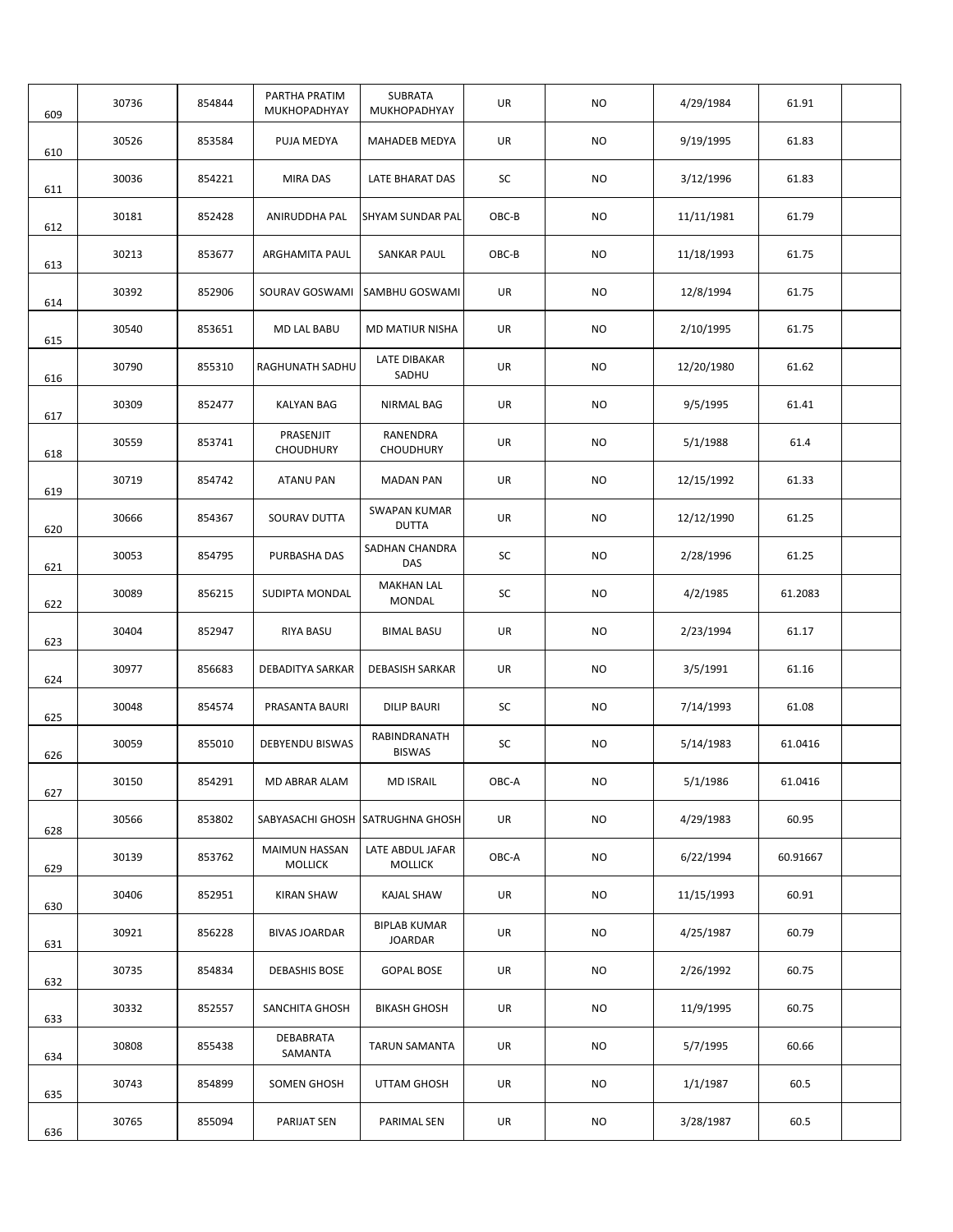| | | | | | | | | | |
|---|---|---|---|---|---|---|---|---|---|
| 609 | 30736 | 854844 | PARTHA PRATIM MUKHOPADHYAY | SUBRATA MUKHOPADHYAY | UR | NO | 4/29/1984 | 61.91 | |
| 610 | 30526 | 853584 | PUJA MEDYA | MAHADEB MEDYA | UR | NO | 9/19/1995 | 61.83 | |
| 611 | 30036 | 854221 | MIRA DAS | LATE BHARAT DAS | SC | NO | 3/12/1996 | 61.83 | |
| 612 | 30181 | 852428 | ANIRUDDHA PAL | SHYAM SUNDAR PAL | OBC-B | NO | 11/11/1981 | 61.79 | |
| 613 | 30213 | 853677 | ARGHAMITA PAUL | SANKAR PAUL | OBC-B | NO | 11/18/1993 | 61.75 | |
| 614 | 30392 | 852906 | SOURAV GOSWAMI | SAMBHU GOSWAMI | UR | NO | 12/8/1994 | 61.75 | |
| 615 | 30540 | 853651 | MD LAL BABU | MD MATIUR NISHA | UR | NO | 2/10/1995 | 61.75 | |
| 616 | 30790 | 855310 | RAGHUNATH SADHU | LATE DIBAKAR SADHU | UR | NO | 12/20/1980 | 61.62 | |
| 617 | 30309 | 852477 | KALYAN BAG | NIRMAL BAG | UR | NO | 9/5/1995 | 61.41 | |
| 618 | 30559 | 853741 | PRASENJIT CHOUDHURY | RANENDRA CHOUDHURY | UR | NO | 5/1/1988 | 61.4 | |
| 619 | 30719 | 854742 | ATANU PAN | MADAN PAN | UR | NO | 12/15/1992 | 61.33 | |
| 620 | 30666 | 854367 | SOURAV DUTTA | SWAPAN KUMAR DUTTA | UR | NO | 12/12/1990 | 61.25 | |
| 621 | 30053 | 854795 | PURBASHA DAS | SADHAN CHANDRA DAS | SC | NO | 2/28/1996 | 61.25 | |
| 622 | 30089 | 856215 | SUDIPTA MONDAL | MAKHAN LAL MONDAL | SC | NO | 4/2/1985 | 61.2083 | |
| 623 | 30404 | 852947 | RIYA BASU | BIMAL BASU | UR | NO | 2/23/1994 | 61.17 | |
| 624 | 30977 | 856683 | DEBADITYA SARKAR | DEBASISH SARKAR | UR | NO | 3/5/1991 | 61.16 | |
| 625 | 30048 | 854574 | PRASANTA BAURI | DILIP BAURI | SC | NO | 7/14/1993 | 61.08 | |
| 626 | 30059 | 855010 | DEBYENDU BISWAS | RABINDRANATH BISWAS | SC | NO | 5/14/1983 | 61.0416 | |
| 627 | 30150 | 854291 | MD ABRAR ALAM | MD ISRAIL | OBC-A | NO | 5/1/1986 | 61.0416 | |
| 628 | 30566 | 853802 | SABYASACHI GHOSH | SATRUGHNA GHOSH | UR | NO | 4/29/1983 | 60.95 | |
| 629 | 30139 | 853762 | MAIMUN HASSAN MOLLICK | LATE ABDUL JAFAR MOLLICK | OBC-A | NO | 6/22/1994 | 60.91667 | |
| 630 | 30406 | 852951 | KIRAN SHAW | KAJAL SHAW | UR | NO | 11/15/1993 | 60.91 | |
| 631 | 30921 | 856228 | BIVAS JOARDAR | BIPLAB KUMAR JOARDAR | UR | NO | 4/25/1987 | 60.79 | |
| 632 | 30735 | 854834 | DEBASHIS BOSE | GOPAL BOSE | UR | NO | 2/26/1992 | 60.75 | |
| 633 | 30332 | 852557 | SANCHITA GHOSH | BIKASH GHOSH | UR | NO | 11/9/1995 | 60.75 | |
| 634 | 30808 | 855438 | DEBABRATA SAMANTA | TARUN SAMANTA | UR | NO | 5/7/1995 | 60.66 | |
| 635 | 30743 | 854899 | SOMEN GHOSH | UTTAM GHOSH | UR | NO | 1/1/1987 | 60.5 | |
| 636 | 30765 | 855094 | PARIJAT SEN | PARIMAL SEN | UR | NO | 3/28/1987 | 60.5 | |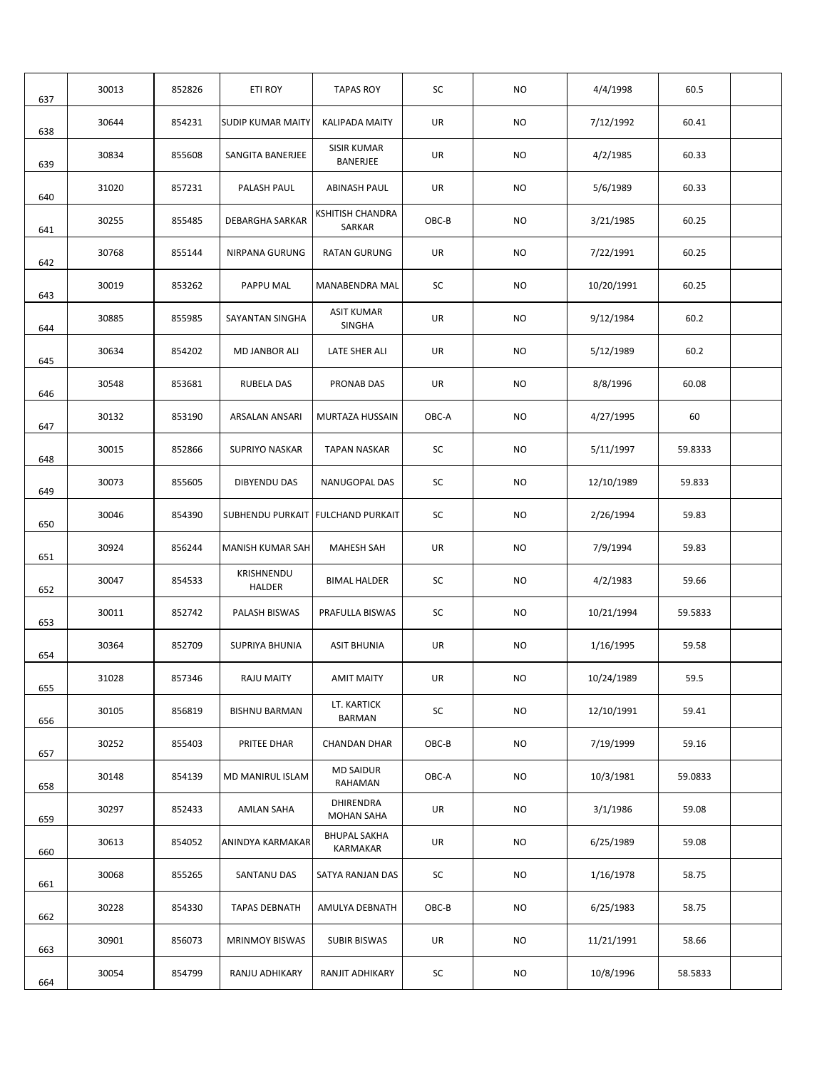| | | | | | | | | | |
|---|---|---|---|---|---|---|---|---|---|
| 637 | 30013 | 852826 | ETI ROY | TAPAS ROY | SC | NO | 4/4/1998 | 60.5 | |
| 638 | 30644 | 854231 | SUDIP KUMAR MAITY | KALIPADA MAITY | UR | NO | 7/12/1992 | 60.41 | |
| 639 | 30834 | 855608 | SANGITA BANERJEE | SISIR KUMAR BANERJEE | UR | NO | 4/2/1985 | 60.33 | |
| 640 | 31020 | 857231 | PALASH PAUL | ABINASH PAUL | UR | NO | 5/6/1989 | 60.33 | |
| 641 | 30255 | 855485 | DEBARGHA SARKAR | KSHITISH CHANDRA SARKAR | OBC-B | NO | 3/21/1985 | 60.25 | |
| 642 | 30768 | 855144 | NIRPANA GURUNG | RATAN GURUNG | UR | NO | 7/22/1991 | 60.25 | |
| 643 | 30019 | 853262 | PAPPU MAL | MANABENDRA MAL | SC | NO | 10/20/1991 | 60.25 | |
| 644 | 30885 | 855985 | SAYANTAN SINGHA | ASIT KUMAR SINGHA | UR | NO | 9/12/1984 | 60.2 | |
| 645 | 30634 | 854202 | MD JANBOR ALI | LATE SHER ALI | UR | NO | 5/12/1989 | 60.2 | |
| 646 | 30548 | 853681 | RUBELA DAS | PRONAB DAS | UR | NO | 8/8/1996 | 60.08 | |
| 647 | 30132 | 853190 | ARSALAN ANSARI | MURTAZA HUSSAIN | OBC-A | NO | 4/27/1995 | 60 | |
| 648 | 30015 | 852866 | SUPRIYO NASKAR | TAPAN NASKAR | SC | NO | 5/11/1997 | 59.8333 | |
| 649 | 30073 | 855605 | DIBYENDU DAS | NANUGOPAL DAS | SC | NO | 12/10/1989 | 59.833 | |
| 650 | 30046 | 854390 | SUBHENDU PURKAIT | FULCHAND PURKAIT | SC | NO | 2/26/1994 | 59.83 | |
| 651 | 30924 | 856244 | MANISH KUMAR SAH | MAHESH SAH | UR | NO | 7/9/1994 | 59.83 | |
| 652 | 30047 | 854533 | KRISHNENDU HALDER | BIMAL HALDER | SC | NO | 4/2/1983 | 59.66 | |
| 653 | 30011 | 852742 | PALASH BISWAS | PRAFULLA BISWAS | SC | NO | 10/21/1994 | 59.5833 | |
| 654 | 30364 | 852709 | SUPRIYA BHUNIA | ASIT BHUNIA | UR | NO | 1/16/1995 | 59.58 | |
| 655 | 31028 | 857346 | RAJU MAITY | AMIT MAITY | UR | NO | 10/24/1989 | 59.5 | |
| 656 | 30105 | 856819 | BISHNU BARMAN | LT. KARTICK BARMAN | SC | NO | 12/10/1991 | 59.41 | |
| 657 | 30252 | 855403 | PRITEE DHAR | CHANDAN DHAR | OBC-B | NO | 7/19/1999 | 59.16 | |
| 658 | 30148 | 854139 | MD MANIRUL ISLAM | MD SAIDUR RAHAMAN | OBC-A | NO | 10/3/1981 | 59.0833 | |
| 659 | 30297 | 852433 | AMLAN SAHA | DHIRENDRA MOHAN SAHA | UR | NO | 3/1/1986 | 59.08 | |
| 660 | 30613 | 854052 | ANINDYA KARMAKAR | BHUPAL SAKHA KARMAKAR | UR | NO | 6/25/1989 | 59.08 | |
| 661 | 30068 | 855265 | SANTANU DAS | SATYA RANJAN DAS | SC | NO | 1/16/1978 | 58.75 | |
| 662 | 30228 | 854330 | TAPAS DEBNATH | AMULYA DEBNATH | OBC-B | NO | 6/25/1983 | 58.75 | |
| 663 | 30901 | 856073 | MRINMOY BISWAS | SUBIR BISWAS | UR | NO | 11/21/1991 | 58.66 | |
| 664 | 30054 | 854799 | RANJU ADHIKARY | RANJIT ADHIKARY | SC | NO | 10/8/1996 | 58.5833 | |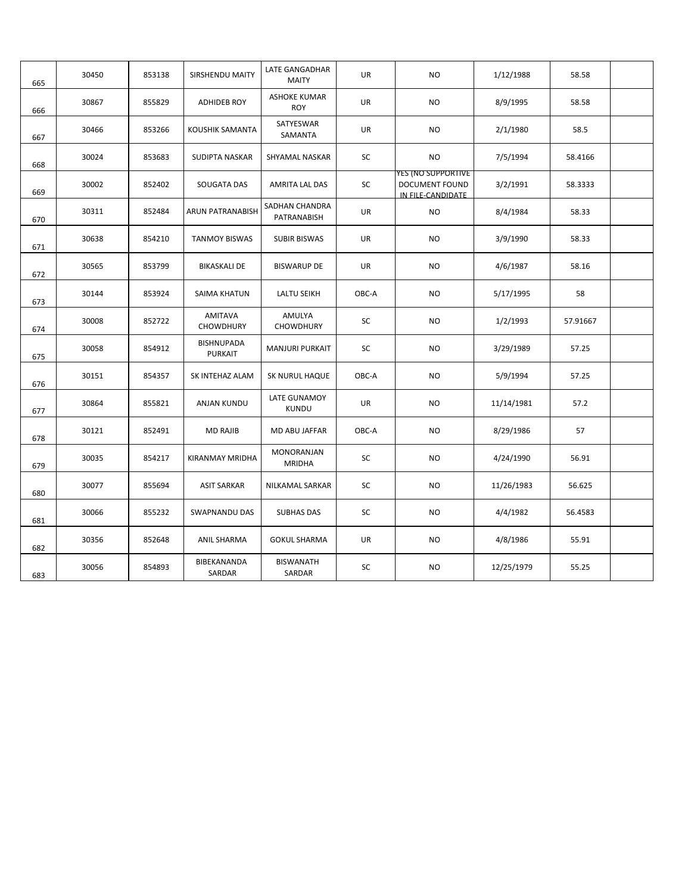| | | | | | | | | | |
|---|---|---|---|---|---|---|---|---|---|
| 665 | 30450 | 853138 | SIRSHENDU MAITY | LATE GANGADHAR MAITY | UR | NO | 1/12/1988 | 58.58 | |
| 666 | 30867 | 855829 | ADHIDEB ROY | ASHOKE KUMAR ROY | UR | NO | 8/9/1995 | 58.58 | |
| 667 | 30466 | 853266 | KOUSHIK SAMANTA | SATYESWAR SAMANTA | UR | NO | 2/1/1980 | 58.5 | |
| 668 | 30024 | 853683 | SUDIPTA NASKAR | SHYAMAL NASKAR | SC | NO | 7/5/1994 | 58.4166 | |
| 669 | 30002 | 852402 | SOUGATA DAS | AMRITA LAL DAS | SC | YES (NO SUPPORTIVE DOCUMENT FOUND IN FILE-CANDIDATE | 3/2/1991 | 58.3333 | |
| 670 | 30311 | 852484 | ARUN PATRANABISH | SADHAN CHANDRA PATRANABISH | UR | NO | 8/4/1984 | 58.33 | |
| 671 | 30638 | 854210 | TANMOY BISWAS | SUBIR BISWAS | UR | NO | 3/9/1990 | 58.33 | |
| 672 | 30565 | 853799 | BIKASKALI DE | BISWARUP DE | UR | NO | 4/6/1987 | 58.16 | |
| 673 | 30144 | 853924 | SAIMA KHATUN | LALTU SEIKH | OBC-A | NO | 5/17/1995 | 58 | |
| 674 | 30008 | 852722 | AMITAVA CHOWDHURY | AMULYA CHOWDHURY | SC | NO | 1/2/1993 | 57.91667 | |
| 675 | 30058 | 854912 | BISHNUPADA PURKAIT | MANJURI PURKAIT | SC | NO | 3/29/1989 | 57.25 | |
| 676 | 30151 | 854357 | SK INTEHAZ ALAM | SK NURUL HAQUE | OBC-A | NO | 5/9/1994 | 57.25 | |
| 677 | 30864 | 855821 | ANJAN KUNDU | LATE GUNAMOY KUNDU | UR | NO | 11/14/1981 | 57.2 | |
| 678 | 30121 | 852491 | MD RAJIB | MD ABU JAFFAR | OBC-A | NO | 8/29/1986 | 57 | |
| 679 | 30035 | 854217 | KIRANMAY MRIDHA | MONORANJAN MRIDHA | SC | NO | 4/24/1990 | 56.91 | |
| 680 | 30077 | 855694 | ASIT SARKAR | NILKAMAL SARKAR | SC | NO | 11/26/1983 | 56.625 | |
| 681 | 30066 | 855232 | SWAPNANDU DAS | SUBHAS DAS | SC | NO | 4/4/1982 | 56.4583 | |
| 682 | 30356 | 852648 | ANIL SHARMA | GOKUL SHARMA | UR | NO | 4/8/1986 | 55.91 | |
| 683 | 30056 | 854893 | BIBEKANANDA SARDAR | BISWANATH SARDAR | SC | NO | 12/25/1979 | 55.25 | |